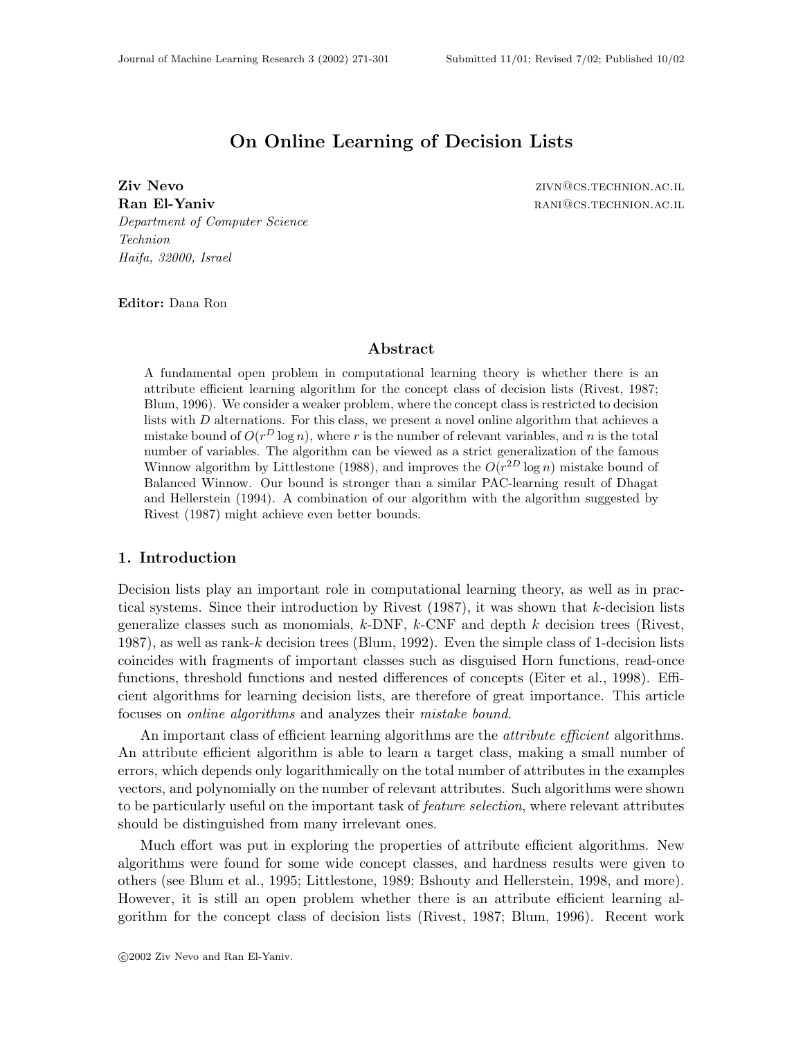# On Online Learning of Decision Lists

**Ziv Nevo** ZIVN@CS.TECHNION.AC.IL
**Ran El-Yaniv** RANI@CS.TECHNION.AC.IL
*Department of Computer Science*
*Technion*
*Haifa, 32000, Israel*

**Editor:** Dana Ron

## Abstract

A fundamental open problem in computational learning theory is whether there is an attribute efficient learning algorithm for the concept class of decision lists (Rivest, 1987; Blum, 1996). We consider a weaker problem, where the concept class is restricted to decision lists with $D$ alternations. For this class, we present a novel online algorithm that achieves a mistake bound of $O(r^D \log n)$, where $r$ is the number of relevant variables, and $n$ is the total number of variables. The algorithm can be viewed as a strict generalization of the famous Winnow algorithm by Littlestone (1988), and improves the $O(r^{2D} \log n)$ mistake bound of Balanced Winnow. Our bound is stronger than a similar PAC-learning result of Dhagat and Hellerstein (1994). A combination of our algorithm with the algorithm suggested by Rivest (1987) might achieve even better bounds.

## 1. Introduction

Decision lists play an important role in computational learning theory, as well as in practical systems. Since their introduction by Rivest (1987), it was shown that $k$-decision lists generalize classes such as monomials, $k$-DNF, $k$-CNF and depth $k$ decision trees (Rivest, 1987), as well as rank-$k$ decision trees (Blum, 1992). Even the simple class of 1-decision lists coincides with fragments of important classes such as disguised Horn functions, read-once functions, threshold functions and nested differences of concepts (Eiter et al., 1998). Efficient algorithms for learning decision lists, are therefore of great importance. This article focuses on *online algorithms* and analyzes their *mistake bound*.

An important class of efficient learning algorithms are the *attribute efficient* algorithms. An attribute efficient algorithm is able to learn a target class, making a small number of errors, which depends only logarithmically on the total number of attributes in the examples vectors, and polynomially on the number of relevant attributes. Such algorithms were shown to be particularly useful on the important task of *feature selection*, where relevant attributes should be distinguished from many irrelevant ones.

Much effort was put in exploring the properties of attribute efficient algorithms. New algorithms were found for some wide concept classes, and hardness results were given to others (see Blum et al., 1995; Littlestone, 1989; Bshouty and Hellerstein, 1998, and more). However, it is still an open problem whether there is an attribute efficient learning algorithm for the concept class of decision lists (Rivest, 1987; Blum, 1996). Recent work

©2002 Ziv Nevo and Ran El-Yaniv.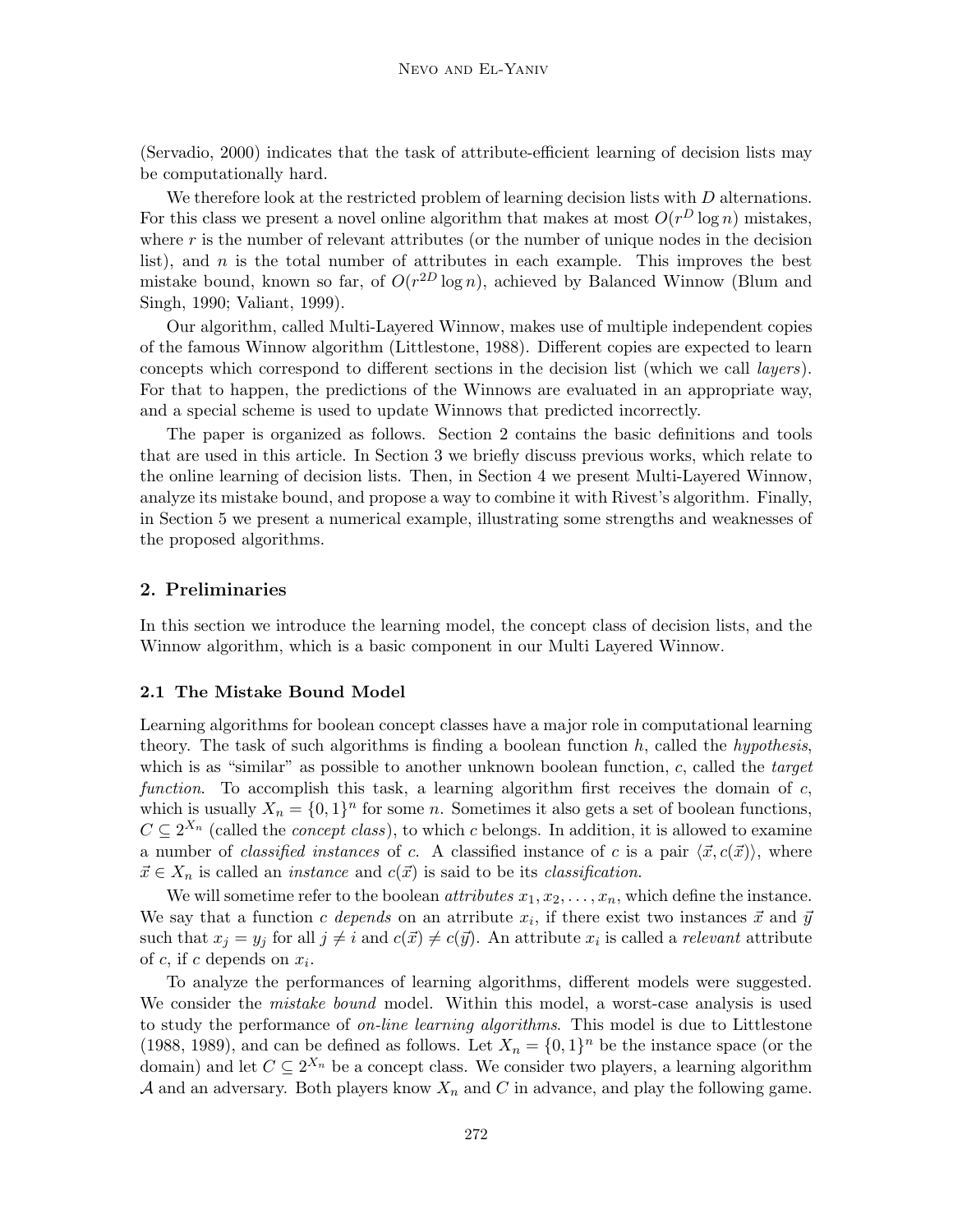(Servadio, 2000) indicates that the task of attribute-efficient learning of decision lists may be computationally hard.

We therefore look at the restricted problem of learning decision lists with $D$ alternations. For this class we present a novel online algorithm that makes at most $O(r^D \log n)$ mistakes, where $r$ is the number of relevant attributes (or the number of unique nodes in the decision list), and $n$ is the total number of attributes in each example. This improves the best mistake bound, known so far, of $O(r^{2D} \log n)$, achieved by Balanced Winnow (Blum and Singh, 1990; Valiant, 1999).

Our algorithm, called Multi-Layered Winnow, makes use of multiple independent copies of the famous Winnow algorithm (Littlestone, 1988). Different copies are expected to learn concepts which correspond to different sections in the decision list (which we call *layers*). For that to happen, the predictions of the Winnows are evaluated in an appropriate way, and a special scheme is used to update Winnows that predicted incorrectly.

The paper is organized as follows. Section 2 contains the basic definitions and tools that are used in this article. In Section 3 we briefly discuss previous works, which relate to the online learning of decision lists. Then, in Section 4 we present Multi-Layered Winnow, analyze its mistake bound, and propose a way to combine it with Rivest's algorithm. Finally, in Section 5 we present a numerical example, illustrating some strengths and weaknesses of the proposed algorithms.

## 2. Preliminaries

In this section we introduce the learning model, the concept class of decision lists, and the Winnow algorithm, which is a basic component in our Multi Layered Winnow.

### 2.1 The Mistake Bound Model

Learning algorithms for boolean concept classes have a major role in computational learning theory. The task of such algorithms is finding a boolean function $h$, called the *hypothesis*, which is as "similar" as possible to another unknown boolean function, $c$, called the *target function*. To accomplish this task, a learning algorithm first receives the domain of $c$, which is usually $X_n = \{0, 1\}^n$ for some $n$. Sometimes it also gets a set of boolean functions, $C \subseteq 2^{X_n}$ (called the *concept class*), to which $c$ belongs. In addition, it is allowed to examine a number of *classified instances* of $c$. A classified instance of $c$ is a pair $\langle \vec{x}, c(\vec{x}) \rangle$, where $\vec{x} \in X_n$ is called an *instance* and $c(\vec{x})$ is said to be its *classification*.

We will sometime refer to the boolean *attributes* $x_1, x_2, \ldots, x_n$, which define the instance. We say that a function $c$ *depends* on an atrribute $x_i$, if there exist two instances $\vec{x}$ and $\vec{y}$ such that $x_j = y_j$ for all $j \neq i$ and $c(\vec{x}) \neq c(\vec{y})$. An attribute $x_i$ is called a *relevant* attribute of $c$, if $c$ depends on $x_i$.

To analyze the performances of learning algorithms, different models were suggested. We consider the *mistake bound* model. Within this model, a worst-case analysis is used to study the performance of *on-line learning algorithms*. This model is due to Littlestone (1988, 1989), and can be defined as follows. Let $X_n = \{0, 1\}^n$ be the instance space (or the domain) and let $C \subseteq 2^{X_n}$ be a concept class. We consider two players, a learning algorithm $\mathcal{A}$ and an adversary. Both players know $X_n$ and $C$ in advance, and play the following game.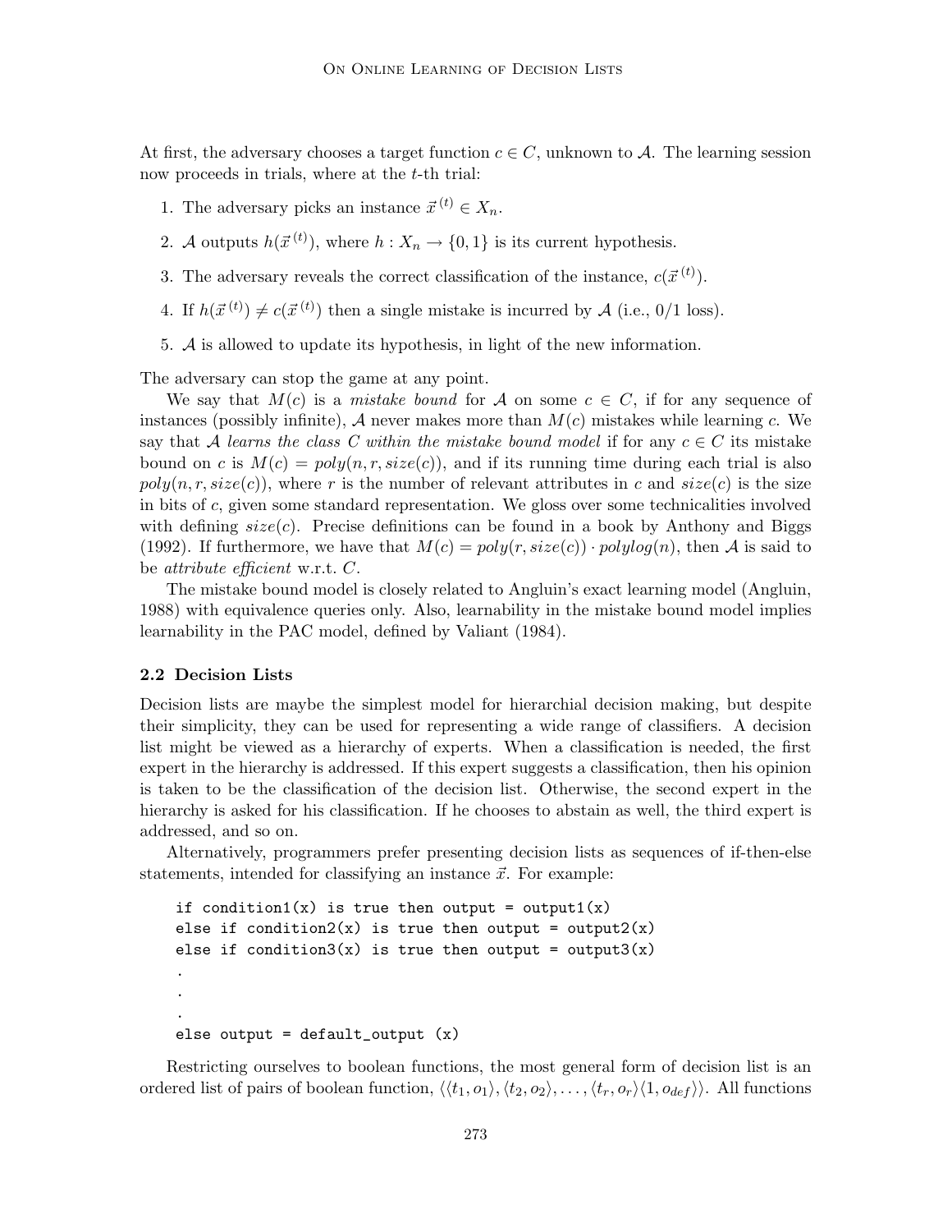At first, the adversary chooses a target function $c \in C$, unknown to $\mathcal{A}$. The learning session now proceeds in trials, where at the $t$-th trial:

1. The adversary picks an instance $\vec{x}^{(t)} \in X_n$.
2. $\mathcal{A}$ outputs $h(\vec{x}^{(t)})$, where $h : X_n \to \{0, 1\}$ is its current hypothesis.
3. The adversary reveals the correct classification of the instance, $c(\vec{x}^{(t)})$.
4. If $h(\vec{x}^{(t)}) \neq c(\vec{x}^{(t)})$ then a single mistake is incurred by $\mathcal{A}$ (i.e., 0/1 loss).
5. $\mathcal{A}$ is allowed to update its hypothesis, in light of the new information.

The adversary can stop the game at any point.

We say that $M(c)$ is a *mistake bound* for $\mathcal{A}$ on some $c \in C$, if for any sequence of instances (possibly infinite), $\mathcal{A}$ never makes more than $M(c)$ mistakes while learning $c$. We say that $\mathcal{A}$ *learns the class C within the mistake bound model* if for any $c \in C$ its mistake bound on $c$ is $M(c) = poly(n, r, size(c))$, and if its running time during each trial is also $poly(n, r, size(c))$, where $r$ is the number of relevant attributes in $c$ and $size(c)$ is the size in bits of $c$, given some standard representation. We gloss over some technicalities involved with defining $size(c)$. Precise definitions can be found in a book by Anthony and Biggs (1992). If furthermore, we have that $M(c) = poly(r, size(c)) \cdot polylog(n)$, then $\mathcal{A}$ is said to be *attribute efficient* w.r.t. $C$.

The mistake bound model is closely related to Angluin's exact learning model (Angluin, 1988) with equivalence queries only. Also, learnability in the mistake bound model implies learnability in the PAC model, defined by Valiant (1984).

### 2.2 Decision Lists

Decision lists are maybe the simplest model for hierarchial decision making, but despite their simplicity, they can be used for representing a wide range of classifiers. A decision list might be viewed as a hierarchy of experts. When a classification is needed, the first expert in the hierarchy is addressed. If this expert suggests a classification, then his opinion is taken to be the classification of the decision list. Otherwise, the second expert in the hierarchy is asked for his classification. If he chooses to abstain as well, the third expert is addressed, and so on.

Alternatively, programmers prefer presenting decision lists as sequences of if-then-else statements, intended for classifying an instance $\vec{x}$. For example:

```
if condition1(x) is true then output = output1(x)
else if condition2(x) is true then output = output2(x)
else if condition3(x) is true then output = output3(x)
.
.
.
else output = default_output (x)
```

Restricting ourselves to boolean functions, the most general form of decision list is an ordered list of pairs of boolean function, $\langle\langle t_1, o_1\rangle, \langle t_2, o_2\rangle, \ldots, \langle t_r, o_r\rangle\langle 1, o_{def}\rangle\rangle$. All functions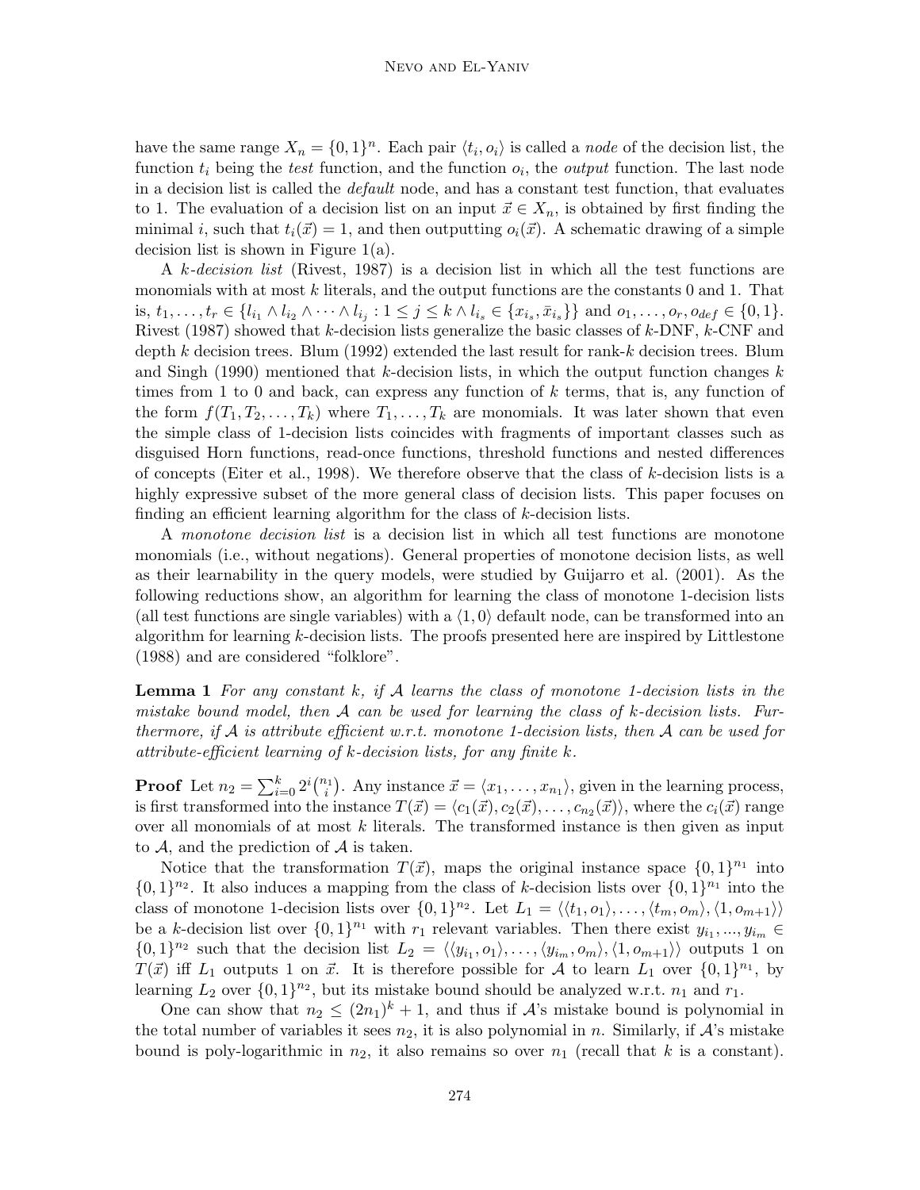have the same range $X_n = \{0,1\}^n$. Each pair $\langle t_i, o_i \rangle$ is called a *node* of the decision list, the function $t_i$ being the *test* function, and the function $o_i$, the *output* function. The last node in a decision list is called the *default* node, and has a constant test function, that evaluates to 1. The evaluation of a decision list on an input $\vec{x} \in X_n$, is obtained by first finding the minimal $i$, such that $t_i(\vec{x}) = 1$, and then outputting $o_i(\vec{x})$. A schematic drawing of a simple decision list is shown in Figure 1(a).

A *k-decision list* (Rivest, 1987) is a decision list in which all the test functions are monomials with at most $k$ literals, and the output functions are the constants 0 and 1. That is, $t_1, \ldots, t_r \in \{l_{i_1} \wedge l_{i_2} \wedge \cdots \wedge l_{i_j} : 1 \le j \le k \wedge l_{i_s} \in \{x_{i_s}, \bar{x}_{i_s}\}\}$ and $o_1, \ldots, o_r, o_{def} \in \{0,1\}$. Rivest (1987) showed that $k$-decision lists generalize the basic classes of $k$-DNF, $k$-CNF and depth $k$ decision trees. Blum (1992) extended the last result for rank-$k$ decision trees. Blum and Singh (1990) mentioned that $k$-decision lists, in which the output function changes $k$ times from 1 to 0 and back, can express any function of $k$ terms, that is, any function of the form $f(T_1, T_2, \ldots, T_k)$ where $T_1, \ldots, T_k$ are monomials. It was later shown that even the simple class of 1-decision lists coincides with fragments of important classes such as disguised Horn functions, read-once functions, threshold functions and nested differences of concepts (Eiter et al., 1998). We therefore observe that the class of $k$-decision lists is a highly expressive subset of the more general class of decision lists. This paper focuses on finding an efficient learning algorithm for the class of $k$-decision lists.

A *monotone decision list* is a decision list in which all test functions are monotone monomials (i.e., without negations). General properties of monotone decision lists, as well as their learnability in the query models, were studied by Guijarro et al. (2001). As the following reductions show, an algorithm for learning the class of monotone 1-decision lists (all test functions are single variables) with a $\langle 1, 0 \rangle$ default node, can be transformed into an algorithm for learning $k$-decision lists. The proofs presented here are inspired by Littlestone (1988) and are considered "folklore".

**Lemma 1** *For any constant $k$, if $\mathcal{A}$ learns the class of monotone 1-decision lists in the mistake bound model, then $\mathcal{A}$ can be used for learning the class of $k$-decision lists. Furthermore, if $\mathcal{A}$ is attribute efficient w.r.t. monotone 1-decision lists, then $\mathcal{A}$ can be used for attribute-efficient learning of $k$-decision lists, for any finite $k$.*

**Proof** Let $n_2 = \sum_{i=0}^{k} 2^i \binom{n_1}{i}$. Any instance $\vec{x} = \langle x_1, \ldots, x_{n_1} \rangle$, given in the learning process, is first transformed into the instance $T(\vec{x}) = \langle c_1(\vec{x}), c_2(\vec{x}), \ldots, c_{n_2}(\vec{x}) \rangle$, where the $c_i(\vec{x})$ range over all monomials of at most $k$ literals. The transformed instance is then given as input to $\mathcal{A}$, and the prediction of $\mathcal{A}$ is taken.

Notice that the transformation $T(\vec{x})$, maps the original instance space $\{0,1\}^{n_1}$ into $\{0,1\}^{n_2}$. It also induces a mapping from the class of $k$-decision lists over $\{0,1\}^{n_1}$ into the class of monotone 1-decision lists over $\{0,1\}^{n_2}$. Let $L_1 = \langle \langle t_1, o_1 \rangle, \ldots, \langle t_m, o_m \rangle, \langle 1, o_{m+1} \rangle \rangle$ be a $k$-decision list over $\{0,1\}^{n_1}$ with $r_1$ relevant variables. Then there exist $y_{i_1}, \ldots, y_{i_m} \in \{0,1\}^{n_2}$ such that the decision list $L_2 = \langle \langle y_{i_1}, o_1 \rangle, \ldots, \langle y_{i_m}, o_m \rangle, \langle 1, o_{m+1} \rangle \rangle$ outputs 1 on $T(\vec{x})$ iff $L_1$ outputs 1 on $\vec{x}$. It is therefore possible for $\mathcal{A}$ to learn $L_1$ over $\{0,1\}^{n_1}$, by learning $L_2$ over $\{0,1\}^{n_2}$, but its mistake bound should be analyzed w.r.t. $n_1$ and $r_1$.

One can show that $n_2 \le (2n_1)^k + 1$, and thus if $\mathcal{A}$'s mistake bound is polynomial in the total number of variables it sees $n_2$, it is also polynomial in $n$. Similarly, if $\mathcal{A}$'s mistake bound is poly-logarithmic in $n_2$, it also remains so over $n_1$ (recall that $k$ is a constant).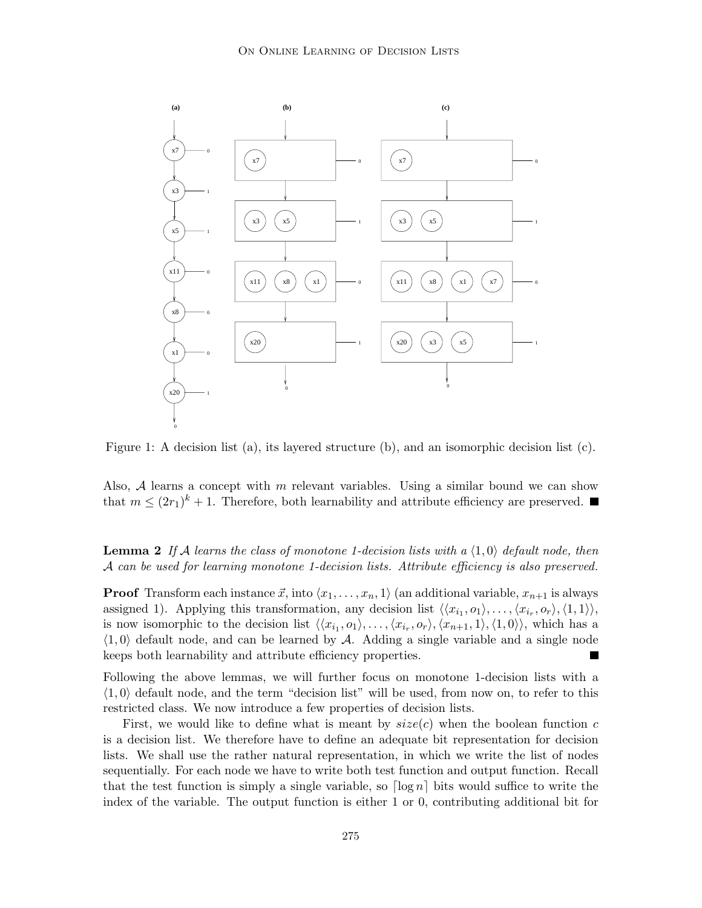Figure 1: A decision list (a), its layered structure (b), and an isomorphic decision list (c).

Also, $\mathcal{A}$ learns a concept with $m$ relevant variables. Using a similar bound we can show that $m \leq (2r_1)^k + 1$. Therefore, both learnability and attribute efficiency are preserved. ■

**Lemma 2** *If $\mathcal{A}$ learns the class of monotone 1-decision lists with a $\langle 1, 0\rangle$ default node, then $\mathcal{A}$ can be used for learning monotone 1-decision lists. Attribute efficiency is also preserved.*

**Proof** Transform each instance $\vec{x}$, into $\langle x_1, \ldots, x_n, 1\rangle$ (an additional variable, $x_{n+1}$ is always assigned 1). Applying this transformation, any decision list $\langle\langle x_{i_1}, o_1\rangle, \ldots, \langle x_{i_r}, o_r\rangle, \langle 1, 1\rangle\rangle$, is now isomorphic to the decision list $\langle\langle x_{i_1}, o_1\rangle, \ldots, \langle x_{i_r}, o_r\rangle, \langle x_{n+1}, 1\rangle, \langle 1, 0\rangle\rangle$, which has a $\langle 1, 0\rangle$ default node, and can be learned by $\mathcal{A}$. Adding a single variable and a single node keeps both learnability and attribute efficiency properties. ■

Following the above lemmas, we will further focus on monotone 1-decision lists with a $\langle 1, 0\rangle$ default node, and the term "decision list" will be used, from now on, to refer to this restricted class. We now introduce a few properties of decision lists.

First, we would like to define what is meant by $size(c)$ when the boolean function $c$ is a decision list. We therefore have to define an adequate bit representation for decision lists. We shall use the rather natural representation, in which we write the list of nodes sequentially. For each node we have to write both test function and output function. Recall that the test function is simply a single variable, so $\lceil \log n \rceil$ bits would suffice to write the index of the variable. The output function is either 1 or 0, contributing additional bit for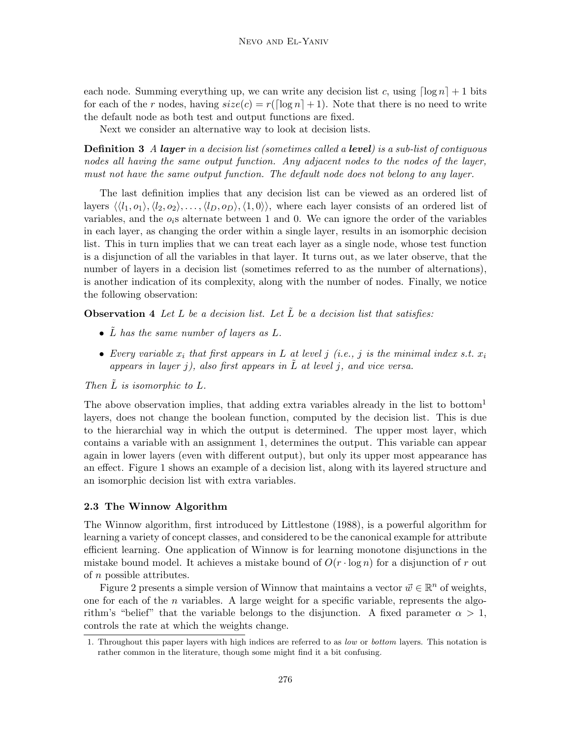each node. Summing everything up, we can write any decision list $c$, using $\lceil \log n \rceil + 1$ bits for each of the $r$ nodes, having $size(c) = r(\lceil \log n \rceil + 1)$. Note that there is no need to write the default node as both test and output functions are fixed.

Next we consider an alternative way to look at decision lists.

**Definition 3** *A **layer** in a decision list (sometimes called a **level**) is a sub-list of contiguous nodes all having the same output function. Any adjacent nodes to the nodes of the layer, must not have the same output function. The default node does not belong to any layer.*

The last definition implies that any decision list can be viewed as an ordered list of layers $\langle\langle l_1, o_1\rangle, \langle l_2, o_2\rangle, \ldots, \langle l_D, o_D\rangle, \langle 1, 0\rangle\rangle$, where each layer consists of an ordered list of variables, and the $o_i$s alternate between 1 and 0. We can ignore the order of the variables in each layer, as changing the order within a single layer, results in an isomorphic decision list. This in turn implies that we can treat each layer as a single node, whose test function is a disjunction of all the variables in that layer. It turns out, as we later observe, that the number of layers in a decision list (sometimes referred to as the number of alternations), is another indication of its complexity, along with the number of nodes. Finally, we notice the following observation:

**Observation 4** *Let $L$ be a decision list. Let $\tilde{L}$ be a decision list that satisfies:*

- *$\tilde{L}$ has the same number of layers as $L$.*
- *Every variable $x_i$ that first appears in $L$ at level $j$ (i.e., $j$ is the minimal index s.t. $x_i$ appears in layer $j$), also first appears in $\tilde{L}$ at level $j$, and vice versa.*

*Then $\tilde{L}$ is isomorphic to $L$.*

The above observation implies, that adding extra variables already in the list to bottom[1] layers, does not change the boolean function, computed by the decision list. This is due to the hierarchial way in which the output is determined. The upper most layer, which contains a variable with an assignment 1, determines the output. This variable can appear again in lower layers (even with different output), but only its upper most appearance has an effect. Figure 1 shows an example of a decision list, along with its layered structure and an isomorphic decision list with extra variables.

### 2.3 The Winnow Algorithm

The Winnow algorithm, first introduced by Littlestone (1988), is a powerful algorithm for learning a variety of concept classes, and considered to be the canonical example for attribute efficient learning. One application of Winnow is for learning monotone disjunctions in the mistake bound model. It achieves a mistake bound of $O(r \cdot \log n)$ for a disjunction of $r$ out of $n$ possible attributes.

Figure 2 presents a simple version of Winnow that maintains a vector $\vec{w} \in \mathbb{R}^n$ of weights, one for each of the $n$ variables. A large weight for a specific variable, represents the algorithm's "belief" that the variable belongs to the disjunction. A fixed parameter $\alpha > 1$, controls the rate at which the weights change.

1. Throughout this paper layers with high indices are referred to as *low* or *bottom* layers. This notation is rather common in the literature, though some might find it a bit confusing.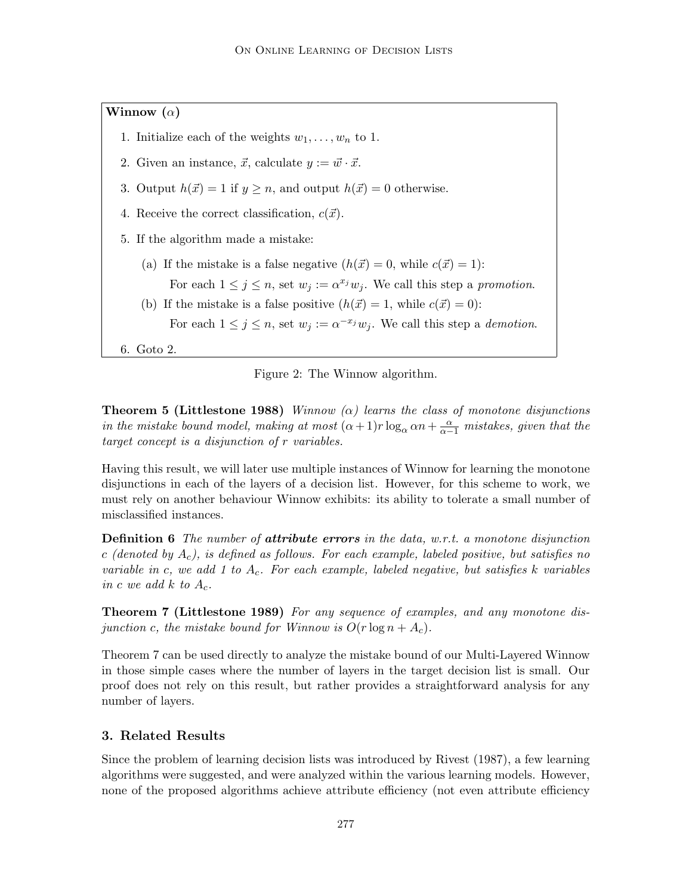**Winnow** ($\alpha$)

1. Initialize each of the weights $w_1, \ldots, w_n$ to 1.
2. Given an instance, $\vec{x}$, calculate $y := \vec{w} \cdot \vec{x}$.
3. Output $h(\vec{x}) = 1$ if $y \geq n$, and output $h(\vec{x}) = 0$ otherwise.
4. Receive the correct classification, $c(\vec{x})$.
5. If the algorithm made a mistake:
   (a) If the mistake is a false negative ($h(\vec{x}) = 0$, while $c(\vec{x}) = 1$):
   For each $1 \leq j \leq n$, set $w_j := \alpha^{x_j} w_j$. We call this step a *promotion*.
   (b) If the mistake is a false positive ($h(\vec{x}) = 1$, while $c(\vec{x}) = 0$):
   For each $1 \leq j \leq n$, set $w_j := \alpha^{-x_j} w_j$. We call this step a *demotion*.
6. Goto 2.

Figure 2: The Winnow algorithm.

**Theorem 5 (Littlestone 1988)** *Winnow ($\alpha$) learns the class of monotone disjunctions in the mistake bound model, making at most $(\alpha+1)r \log_\alpha \alpha n + \frac{\alpha}{\alpha-1}$ mistakes, given that the target concept is a disjunction of $r$ variables.*

Having this result, we will later use multiple instances of Winnow for learning the monotone disjunctions in each of the layers of a decision list. However, for this scheme to work, we must rely on another behaviour Winnow exhibits: its ability to tolerate a small number of misclassified instances.

**Definition 6** *The number of* ***attribute errors*** *in the data, w.r.t. a monotone disjunction $c$ (denoted by $A_c$), is defined as follows. For each example, labeled positive, but satisfies no variable in $c$, we add 1 to $A_c$. For each example, labeled negative, but satisfies $k$ variables in $c$ we add $k$ to $A_c$.*

**Theorem 7 (Littlestone 1989)** *For any sequence of examples, and any monotone disjunction $c$, the mistake bound for Winnow is $O(r \log n + A_c)$.*

Theorem 7 can be used directly to analyze the mistake bound of our Multi-Layered Winnow in those simple cases where the number of layers in the target decision list is small. Our proof does not rely on this result, but rather provides a straightforward analysis for any number of layers.

## 3. Related Results

Since the problem of learning decision lists was introduced by Rivest (1987), a few learning algorithms were suggested, and were analyzed within the various learning models. However, none of the proposed algorithms achieve attribute efficiency (not even attribute efficiency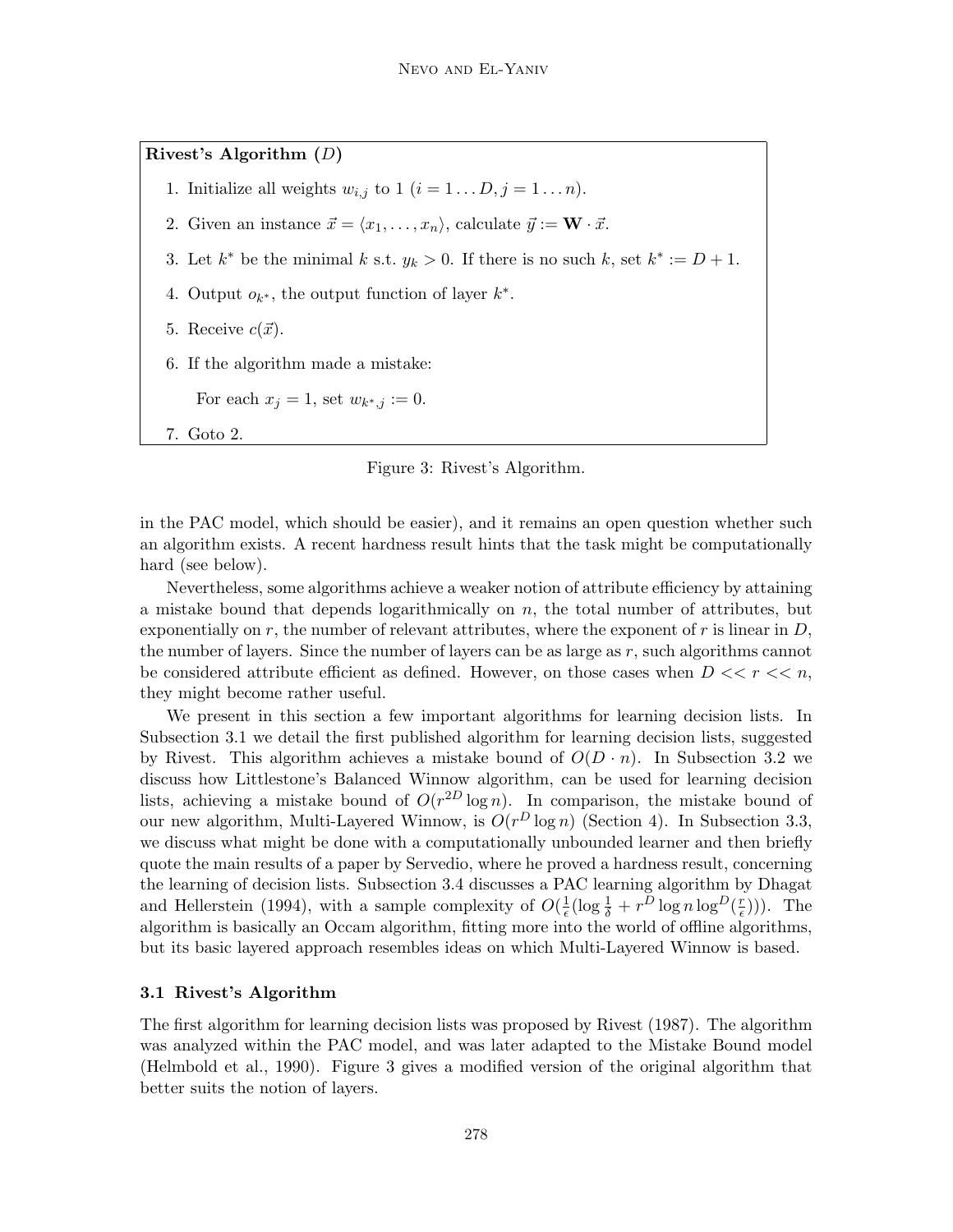**Rivest's Algorithm ($D$)**

1. Initialize all weights $w_{i,j}$ to 1 ($i = 1 \ldots D, j = 1 \ldots n$).
2. Given an instance $\vec{x} = \langle x_1, \ldots, x_n \rangle$, calculate $\vec{y} := \mathbf{W} \cdot \vec{x}$.
3. Let $k^*$ be the minimal $k$ s.t. $y_k > 0$. If there is no such $k$, set $k^* := D + 1$.
4. Output $o_{k^*}$, the output function of layer $k^*$.
5. Receive $c(\vec{x})$.
6. If the algorithm made a mistake:

   For each $x_j = 1$, set $w_{k^*,j} := 0$.
7. Goto 2.

Figure 3: Rivest's Algorithm.

in the PAC model, which should be easier), and it remains an open question whether such an algorithm exists. A recent hardness result hints that the task might be computationally hard (see below).

Nevertheless, some algorithms achieve a weaker notion of attribute efficiency by attaining a mistake bound that depends logarithmically on $n$, the total number of attributes, but exponentially on $r$, the number of relevant attributes, where the exponent of $r$ is linear in $D$, the number of layers. Since the number of layers can be as large as $r$, such algorithms cannot be considered attribute efficient as defined. However, on those cases when $D << r << n$, they might become rather useful.

We present in this section a few important algorithms for learning decision lists. In Subsection 3.1 we detail the first published algorithm for learning decision lists, suggested by Rivest. This algorithm achieves a mistake bound of $O(D \cdot n)$. In Subsection 3.2 we discuss how Littlestone's Balanced Winnow algorithm, can be used for learning decision lists, achieving a mistake bound of $O(r^{2D} \log n)$. In comparison, the mistake bound of our new algorithm, Multi-Layered Winnow, is $O(r^D \log n)$ (Section 4). In Subsection 3.3, we discuss what might be done with a computationally unbounded learner and then briefly quote the main results of a paper by Servedio, where he proved a hardness result, concerning the learning of decision lists. Subsection 3.4 discusses a PAC learning algorithm by Dhagat and Hellerstein (1994), with a sample complexity of $O(\frac{1}{\epsilon}(\log \frac{1}{\delta} + r^D \log n \log^D(\frac{r}{\epsilon})))$. The algorithm is basically an Occam algorithm, fitting more into the world of offline algorithms, but its basic layered approach resembles ideas on which Multi-Layered Winnow is based.

### 3.1 Rivest's Algorithm

The first algorithm for learning decision lists was proposed by Rivest (1987). The algorithm was analyzed within the PAC model, and was later adapted to the Mistake Bound model (Helmbold et al., 1990). Figure 3 gives a modified version of the original algorithm that better suits the notion of layers.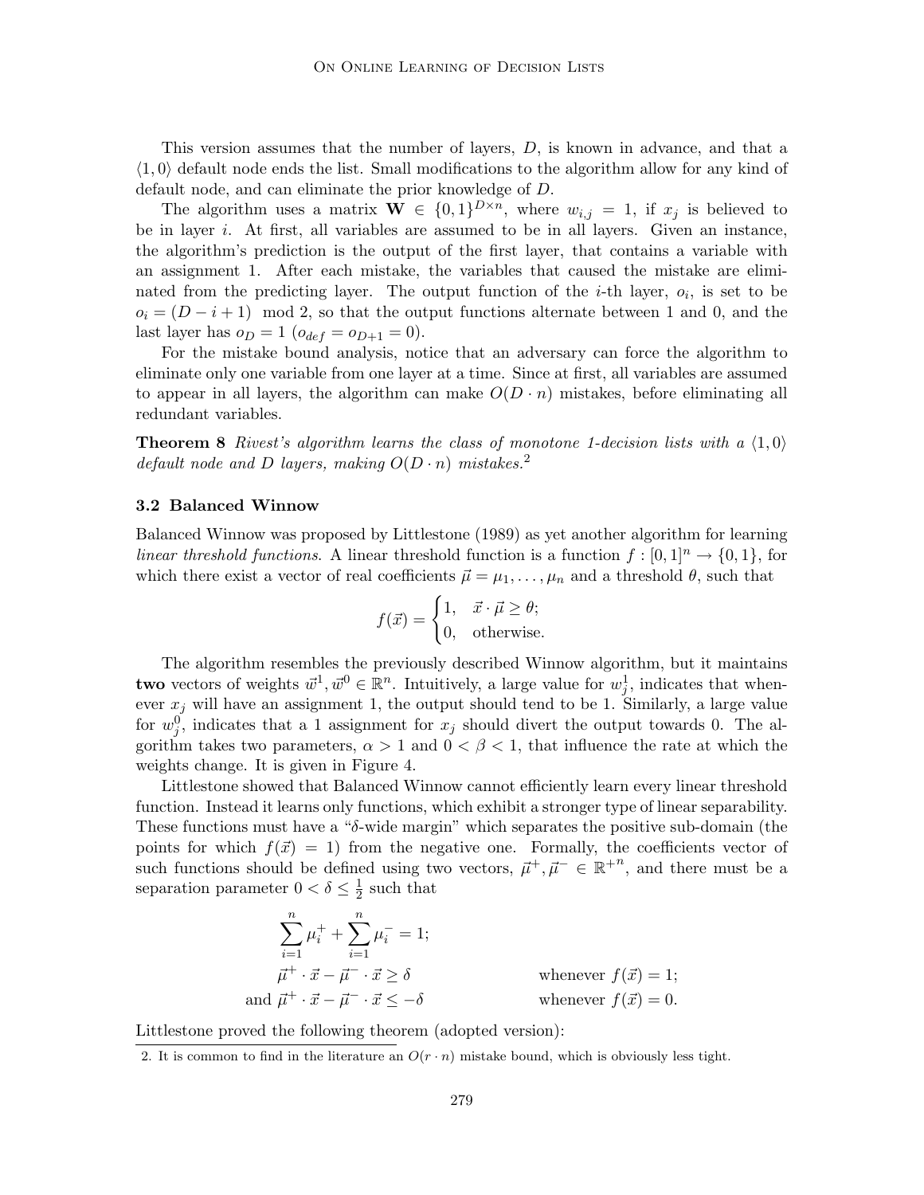This version assumes that the number of layers, $D$, is known in advance, and that a $\langle 1, 0 \rangle$ default node ends the list. Small modifications to the algorithm allow for any kind of default node, and can eliminate the prior knowledge of $D$.

The algorithm uses a matrix $\mathbf{W} \in \{0,1\}^{D \times n}$, where $w_{i,j} = 1$, if $x_j$ is believed to be in layer $i$. At first, all variables are assumed to be in all layers. Given an instance, the algorithm's prediction is the output of the first layer, that contains a variable with an assignment 1. After each mistake, the variables that caused the mistake are eliminated from the predicting layer. The output function of the $i$-th layer, $o_i$, is set to be $o_i = (D - i + 1) \mod 2$, so that the output functions alternate between 1 and 0, and the last layer has $o_D = 1$ ($o_{def} = o_{D+1} = 0$).

For the mistake bound analysis, notice that an adversary can force the algorithm to eliminate only one variable from one layer at a time. Since at first, all variables are assumed to appear in all layers, the algorithm can make $O(D \cdot n)$ mistakes, before eliminating all redundant variables.

**Theorem 8** *Rivest's algorithm learns the class of monotone 1-decision lists with a $\langle 1, 0 \rangle$ default node and $D$ layers, making $O(D \cdot n)$ mistakes.*[2]

### 3.2 Balanced Winnow

Balanced Winnow was proposed by Littlestone (1989) as yet another algorithm for learning *linear threshold functions*. A linear threshold function is a function $f : [0,1]^n \to \{0,1\}$, for which there exist a vector of real coefficients $\vec{\mu} = \mu_1, \ldots, \mu_n$ and a threshold $\theta$, such that

$$f(\vec{x}) = \begin{cases} 1, & \vec{x} \cdot \vec{\mu} \geq \theta; \\ 0, & \text{otherwise.} \end{cases}$$

The algorithm resembles the previously described Winnow algorithm, but it maintains **two** vectors of weights $\vec{w}^1, \vec{w}^0 \in \mathbb{R}^n$. Intuitively, a large value for $w_j^1$, indicates that whenever $x_j$ will have an assignment 1, the output should tend to be 1. Similarly, a large value for $w_j^0$, indicates that a 1 assignment for $x_j$ should divert the output towards 0. The algorithm takes two parameters, $\alpha > 1$ and $0 < \beta < 1$, that influence the rate at which the weights change. It is given in Figure 4.

Littlestone showed that Balanced Winnow cannot efficiently learn every linear threshold function. Instead it learns only functions, which exhibit a stronger type of linear separability. These functions must have a "$\delta$-wide margin" which separates the positive sub-domain (the points for which $f(\vec{x}) = 1$) from the negative one. Formally, the coefficients vector of such functions should be defined using two vectors, $\vec{\mu}^+, \vec{\mu}^- \in {\mathbb{R}^+}^n$, and there must be a separation parameter $0 < \delta \leq \frac{1}{2}$ such that

$$\begin{aligned} \sum_{i=1}^{n} \mu_i^+ + \sum_{i=1}^{n} \mu_i^- &= 1; & \\ \vec{\mu}^+ \cdot \vec{x} - \vec{\mu}^- \cdot \vec{x} &\geq \delta & \text{whenever } f(\vec{x}) = 1; \\ \text{and } \vec{\mu}^+ \cdot \vec{x} - \vec{\mu}^- \cdot \vec{x} &\leq -\delta & \text{whenever } f(\vec{x}) = 0. \end{aligned}$$

Littlestone proved the following theorem (adopted version):

2. It is common to find in the literature an $O(r \cdot n)$ mistake bound, which is obviously less tight.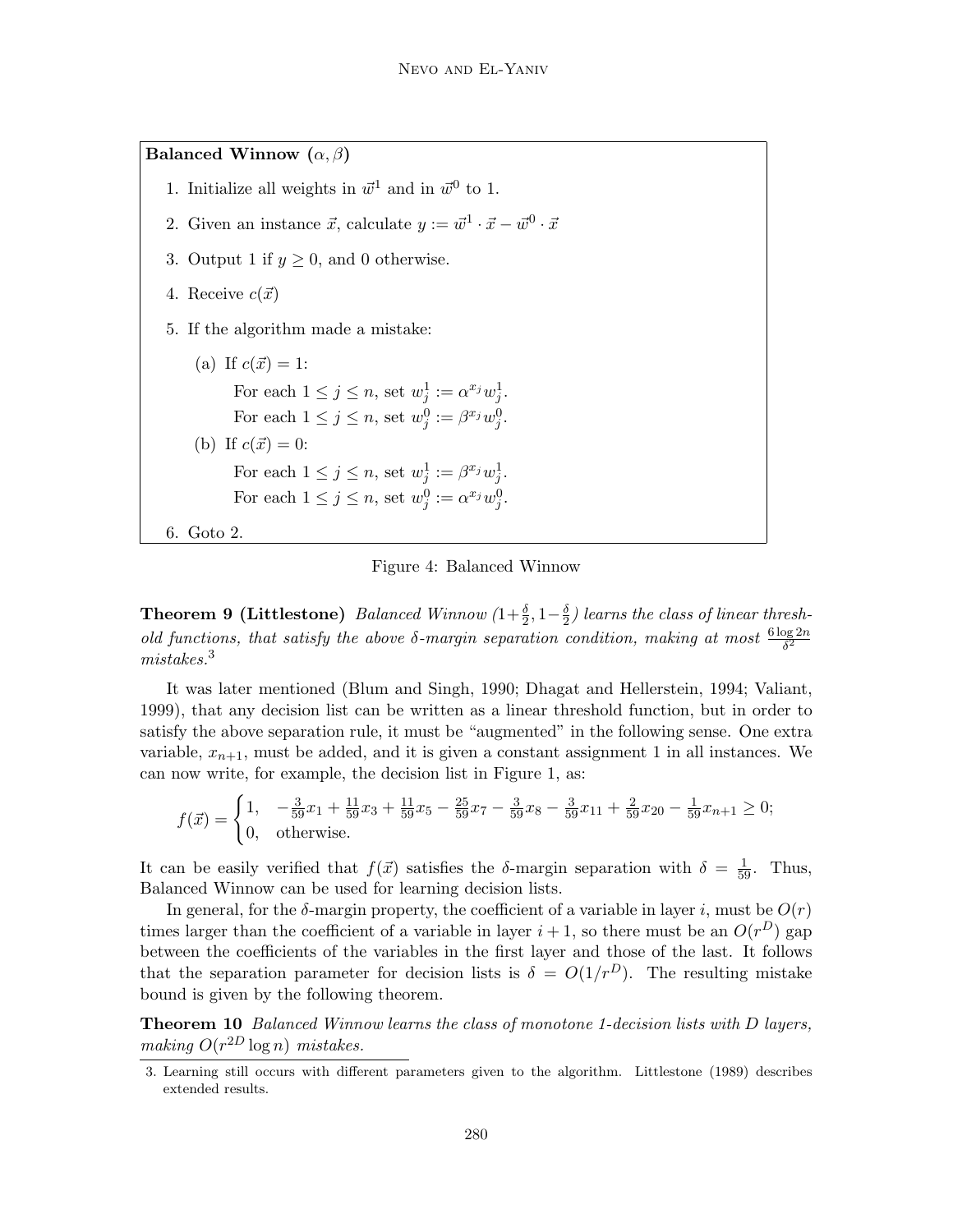**Balanced Winnow $(\alpha, \beta)$**

1. Initialize all weights in $\vec{w}^1$ and in $\vec{w}^0$ to 1.
2. Given an instance $\vec{x}$, calculate $y := \vec{w}^1 \cdot \vec{x} - \vec{w}^0 \cdot \vec{x}$
3. Output 1 if $y \geq 0$, and 0 otherwise.
4. Receive $c(\vec{x})$
5. If the algorithm made a mistake:
   (a) If $c(\vec{x}) = 1$:
   For each $1 \leq j \leq n$, set $w^1_j := \alpha^{x_j} w^1_j$.
   For each $1 \leq j \leq n$, set $w^0_j := \beta^{x_j} w^0_j$.
   (b) If $c(\vec{x}) = 0$:
   For each $1 \leq j \leq n$, set $w^1_j := \beta^{x_j} w^1_j$.
   For each $1 \leq j \leq n$, set $w^0_j := \alpha^{x_j} w^0_j$.
6. Goto 2.

Figure 4: Balanced Winnow

**Theorem 9 (Littlestone)** *Balanced Winnow $(1+\frac{\delta}{2}, 1-\frac{\delta}{2})$ learns the class of linear threshold functions, that satisfy the above $\delta$-margin separation condition, making at most $\frac{6\log 2n}{\delta^2}$ mistakes.*[3]

It was later mentioned (Blum and Singh, 1990; Dhagat and Hellerstein, 1994; Valiant, 1999), that any decision list can be written as a linear threshold function, but in order to satisfy the above separation rule, it must be "augmented" in the following sense. One extra variable, $x_{n+1}$, must be added, and it is given a constant assignment 1 in all instances. We can now write, for example, the decision list in Figure 1, as:

$$f(\vec{x}) = \begin{cases} 1, & -\frac{3}{59}x_1 + \frac{11}{59}x_3 + \frac{11}{59}x_5 - \frac{25}{59}x_7 - \frac{3}{59}x_8 - \frac{3}{59}x_{11} + \frac{2}{59}x_{20} - \frac{1}{59}x_{n+1} \geq 0; \\ 0, & \text{otherwise.} \end{cases}$$

It can be easily verified that $f(\vec{x})$ satisfies the $\delta$-margin separation with $\delta = \frac{1}{59}$. Thus, Balanced Winnow can be used for learning decision lists.

In general, for the $\delta$-margin property, the coefficient of a variable in layer $i$, must be $O(r)$ times larger than the coefficient of a variable in layer $i+1$, so there must be an $O(r^D)$ gap between the coefficients of the variables in the first layer and those of the last. It follows that the separation parameter for decision lists is $\delta = O(1/r^D)$. The resulting mistake bound is given by the following theorem.

**Theorem 10** *Balanced Winnow learns the class of monotone 1-decision lists with D layers, making $O(r^{2D}\log n)$ mistakes.*

---

3. Learning still occurs with different parameters given to the algorithm. Littlestone (1989) describes extended results.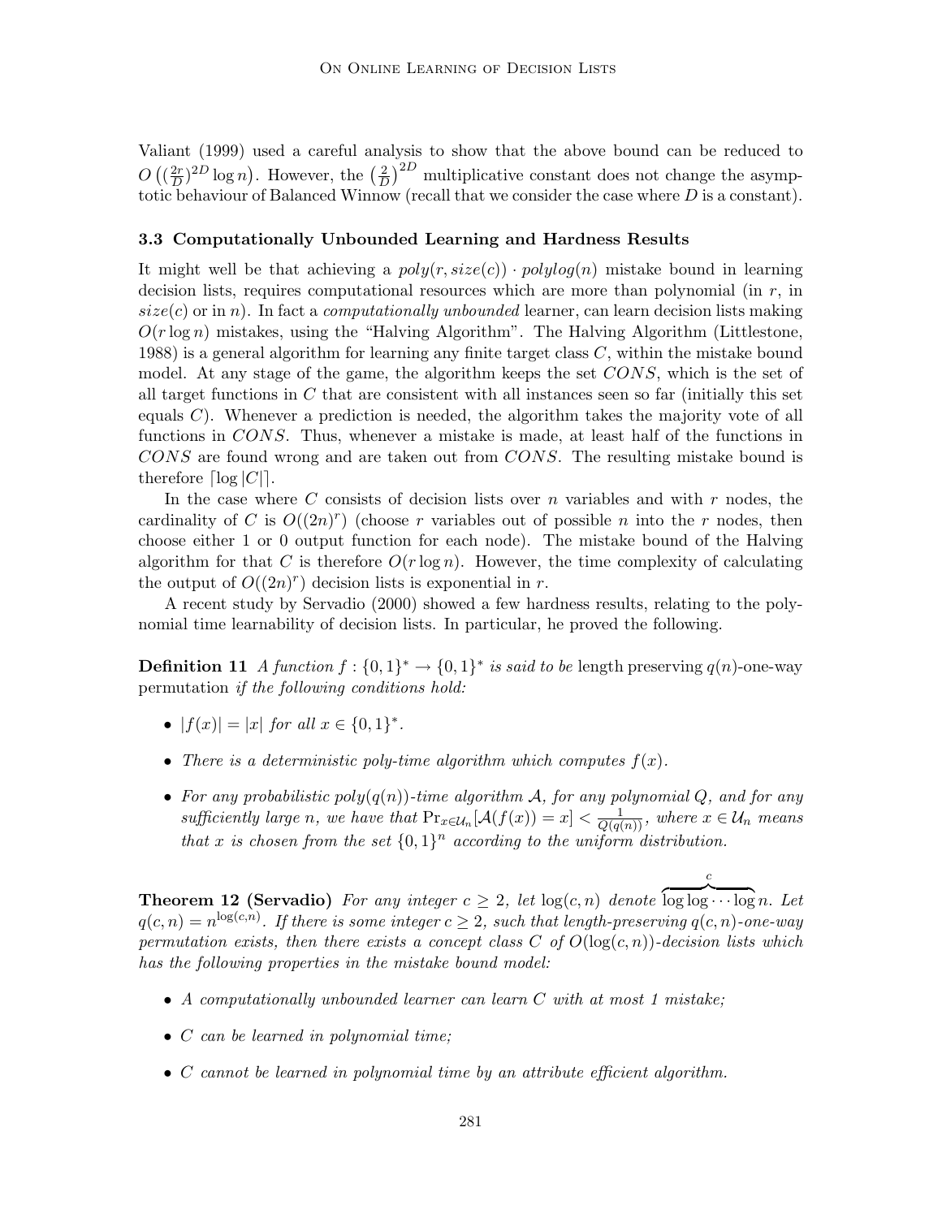Valiant (1999) used a careful analysis to show that the above bound can be reduced to $O\left((\frac{2r}{D})^{2D}\log n\right)$. However, the $\left(\frac{2}{D}\right)^{2D}$ multiplicative constant does not change the asymptotic behaviour of Balanced Winnow (recall that we consider the case where $D$ is a constant).

### 3.3 Computationally Unbounded Learning and Hardness Results

It might well be that achieving a $poly(r, size(c)) \cdot polylog(n)$ mistake bound in learning decision lists, requires computational resources which are more than polynomial (in $r$, in $size(c)$ or in $n$). In fact a *computationally unbounded* learner, can learn decision lists making $O(r \log n)$ mistakes, using the "Halving Algorithm". The Halving Algorithm (Littlestone, 1988) is a general algorithm for learning any finite target class $C$, within the mistake bound model. At any stage of the game, the algorithm keeps the set $CONS$, which is the set of all target functions in $C$ that are consistent with all instances seen so far (initially this set equals $C$). Whenever a prediction is needed, the algorithm takes the majority vote of all functions in $CONS$. Thus, whenever a mistake is made, at least half of the functions in $CONS$ are found wrong and are taken out from $CONS$. The resulting mistake bound is therefore $\lceil \log |C| \rceil$.

In the case where $C$ consists of decision lists over $n$ variables and with $r$ nodes, the cardinality of $C$ is $O((2n)^r)$ (choose $r$ variables out of possible $n$ into the $r$ nodes, then choose either 1 or 0 output function for each node). The mistake bound of the Halving algorithm for that $C$ is therefore $O(r \log n)$. However, the time complexity of calculating the output of $O((2n)^r)$ decision lists is exponential in $r$.

A recent study by Servadio (2000) showed a few hardness results, relating to the polynomial time learnability of decision lists. In particular, he proved the following.

**Definition 11** *A function $f : \{0,1\}^* \to \{0,1\}^*$ is said to be* length preserving $q(n)$-one-way permutation *if the following conditions hold:*

- $|f(x)| = |x|$ *for all* $x \in \{0,1\}^*$.
- *There is a deterministic poly-time algorithm which computes* $f(x)$.
- *For any probabilistic $poly(q(n))$-time algorithm $\mathcal{A}$, for any polynomial $Q$, and for any sufficiently large $n$, we have that $\Pr_{x \in \mathcal{U}_n}[\mathcal{A}(f(x)) = x] < \frac{1}{Q(q(n))}$, where $x \in \mathcal{U}_n$ means that $x$ is chosen from the set $\{0,1\}^n$ according to the uniform distribution.*

**Theorem 12 (Servadio)** *For any integer $c \geq 2$, let $\log(c,n)$ denote $\overbrace{\log\log\cdots\log}^{c} n$. Let $q(c,n) = n^{\log(c,n)}$. If there is some integer $c \geq 2$, such that length-preserving $q(c,n)$-one-way permutation exists, then there exists a concept class $C$ of $O(\log(c,n))$-decision lists which has the following properties in the mistake bound model:*

- *A computationally unbounded learner can learn $C$ with at most 1 mistake;*
- *$C$ can be learned in polynomial time;*
- *$C$ cannot be learned in polynomial time by an attribute efficient algorithm.*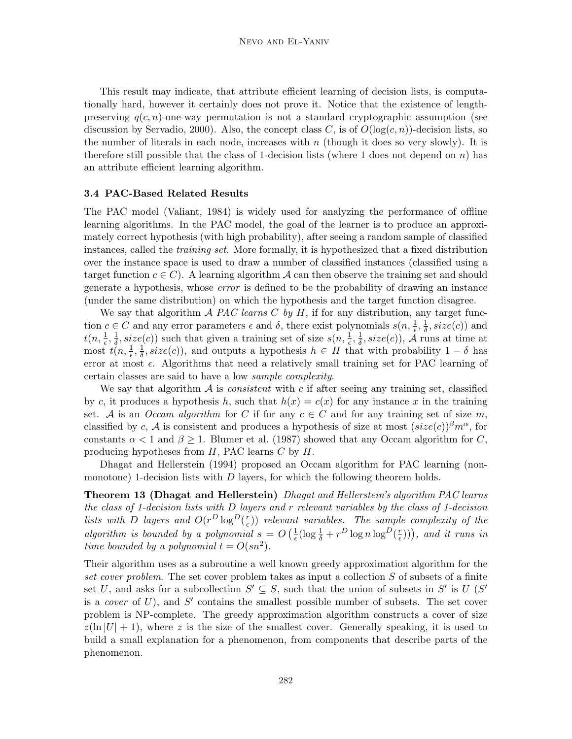This result may indicate, that attribute efficient learning of decision lists, is computationally hard, however it certainly does not prove it. Notice that the existence of length-preserving $q(c, n)$-one-way permutation is not a standard cryptographic assumption (see discussion by Servadio, 2000). Also, the concept class $C$, is of $O(\log(c, n))$-decision lists, so the number of literals in each node, increases with $n$ (though it does so very slowly). It is therefore still possible that the class of 1-decision lists (where 1 does not depend on $n$) has an attribute efficient learning algorithm.

### 3.4 PAC-Based Related Results

The PAC model (Valiant, 1984) is widely used for analyzing the performance of offline learning algorithms. In the PAC model, the goal of the learner is to produce an approximately correct hypothesis (with high probability), after seeing a random sample of classified instances, called the *training set*. More formally, it is hypothesized that a fixed distribution over the instance space is used to draw a number of classified instances (classified using a target function $c \in C$). A learning algorithm $\mathcal{A}$ can then observe the training set and should generate a hypothesis, whose *error* is defined to be the probability of drawing an instance (under the same distribution) on which the hypothesis and the target function disagree.

We say that algorithm $\mathcal{A}$ *PAC learns $C$ by $H$*, if for any distribution, any target function $c \in C$ and any error parameters $\epsilon$ and $\delta$, there exist polynomials $s(n, \frac{1}{\epsilon}, \frac{1}{\delta}, size(c))$ and $t(n, \frac{1}{\epsilon}, \frac{1}{\delta}, size(c))$ such that given a training set of size $s(n, \frac{1}{\epsilon}, \frac{1}{\delta}, size(c))$, $\mathcal{A}$ runs at time at most $t(n, \frac{1}{\epsilon}, \frac{1}{\delta}, size(c))$, and outputs a hypothesis $h \in H$ that with probability $1 - \delta$ has error at most $\epsilon$. Algorithms that need a relatively small training set for PAC learning of certain classes are said to have a low *sample complexity*.

We say that algorithm $\mathcal{A}$ is *consistent* with $c$ if after seeing any training set, classified by $c$, it produces a hypothesis $h$, such that $h(x) = c(x)$ for any instance $x$ in the training set. $\mathcal{A}$ is an *Occam algorithm* for $C$ if for any $c \in C$ and for any training set of size $m$, classified by $c$, $\mathcal{A}$ is consistent and produces a hypothesis of size at most $(size(c))^{\beta} m^{\alpha}$, for constants $\alpha < 1$ and $\beta \geq 1$. Blumer et al. (1987) showed that any Occam algorithm for $C$, producing hypotheses from $H$, PAC learns $C$ by $H$.

Dhagat and Hellerstein (1994) proposed an Occam algorithm for PAC learning (non-monotone) 1-decision lists with $D$ layers, for which the following theorem holds.

**Theorem 13 (Dhagat and Hellerstein)** *Dhagat and Hellerstein's algorithm PAC learns the class of 1-decision lists with $D$ layers and $r$ relevant variables by the class of 1-decision lists with $D$ layers and $O(r^D \log^D(\frac{r}{\epsilon}))$ relevant variables. The sample complexity of the algorithm is bounded by a polynomial $s = O\left(\frac{1}{\epsilon}(\log \frac{1}{\delta} + r^D \log n \log^D(\frac{r}{\epsilon}))\right)$, and it runs in time bounded by a polynomial $t = O(sn^2)$.*

Their algorithm uses as a subroutine a well known greedy approximation algorithm for the *set cover problem*. The set cover problem takes as input a collection $S$ of subsets of a finite set $U$, and asks for a subcollection $S' \subseteq S$, such that the union of subsets in $S'$ is $U$ ($S'$ is a *cover* of $U$), and $S'$ contains the smallest possible number of subsets. The set cover problem is NP-complete. The greedy approximation algorithm constructs a cover of size $z(\ln |U| + 1)$, where $z$ is the size of the smallest cover. Generally speaking, it is used to build a small explanation for a phenomenon, from components that describe parts of the phenomenon.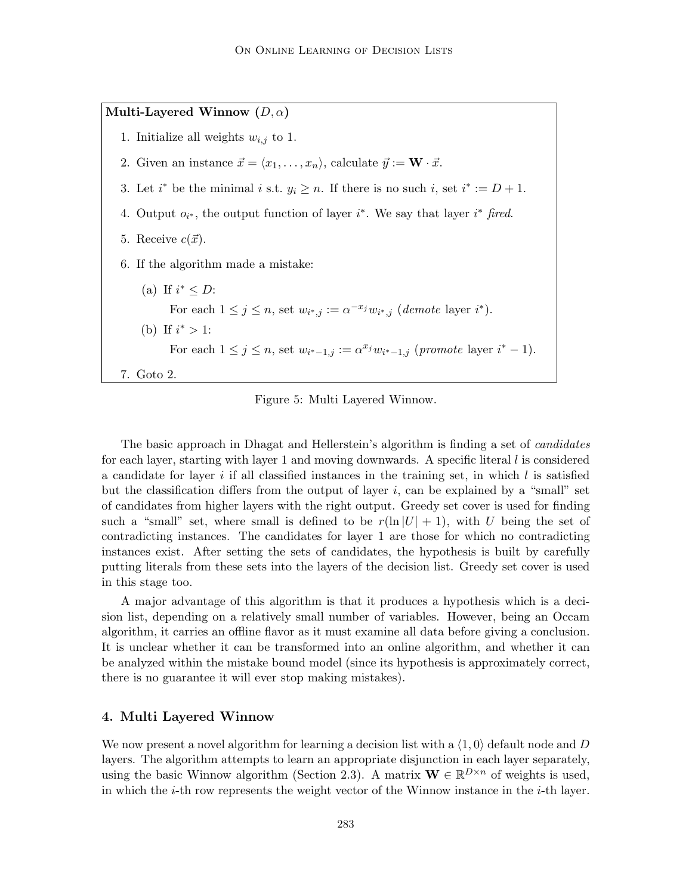**Multi-Layered Winnow $(D, \alpha)$**

1. Initialize all weights $w_{i,j}$ to 1.
2. Given an instance $\vec{x} = \langle x_1, \dots, x_n \rangle$, calculate $\vec{y} := \mathbf{W} \cdot \vec{x}$.
3. Let $i^*$ be the minimal $i$ s.t. $y_i \geq n$. If there is no such $i$, set $i^* := D + 1$.
4. Output $o_{i^*}$, the output function of layer $i^*$. We say that layer $i^*$ *fired*.
5. Receive $c(\vec{x})$.
6. If the algorithm made a mistake:
   (a) If $i^* \leq D$:
   For each $1 \leq j \leq n$, set $w_{i^*,j} := \alpha^{-x_j} w_{i^*,j}$ (*demote* layer $i^*$).
   (b) If $i^* > 1$:
   For each $1 \leq j \leq n$, set $w_{i^*-1,j} := \alpha^{x_j} w_{i^*-1,j}$ (*promote* layer $i^* - 1$).
7. Goto 2.

Figure 5: Multi Layered Winnow.

The basic approach in Dhagat and Hellerstein's algorithm is finding a set of *candidates* for each layer, starting with layer 1 and moving downwards. A specific literal $l$ is considered a candidate for layer $i$ if all classified instances in the training set, in which $l$ is satisfied but the classification differs from the output of layer $i$, can be explained by a "small" set of candidates from higher layers with the right output. Greedy set cover is used for finding such a "small" set, where small is defined to be $r(\ln |U| + 1)$, with $U$ being the set of contradicting instances. The candidates for layer 1 are those for which no contradicting instances exist. After setting the sets of candidates, the hypothesis is built by carefully putting literals from these sets into the layers of the decision list. Greedy set cover is used in this stage too.

A major advantage of this algorithm is that it produces a hypothesis which is a decision list, depending on a relatively small number of variables. However, being an Occam algorithm, it carries an offline flavor as it must examine all data before giving a conclusion. It is unclear whether it can be transformed into an online algorithm, and whether it can be analyzed within the mistake bound model (since its hypothesis is approximately correct, there is no guarantee it will ever stop making mistakes).

## 4. Multi Layered Winnow

We now present a novel algorithm for learning a decision list with a $\langle 1, 0 \rangle$ default node and $D$ layers. The algorithm attempts to learn an appropriate disjunction in each layer separately, using the basic Winnow algorithm (Section 2.3). A matrix $\mathbf{W} \in \mathbb{R}^{D \times n}$ of weights is used, in which the $i$-th row represents the weight vector of the Winnow instance in the $i$-th layer.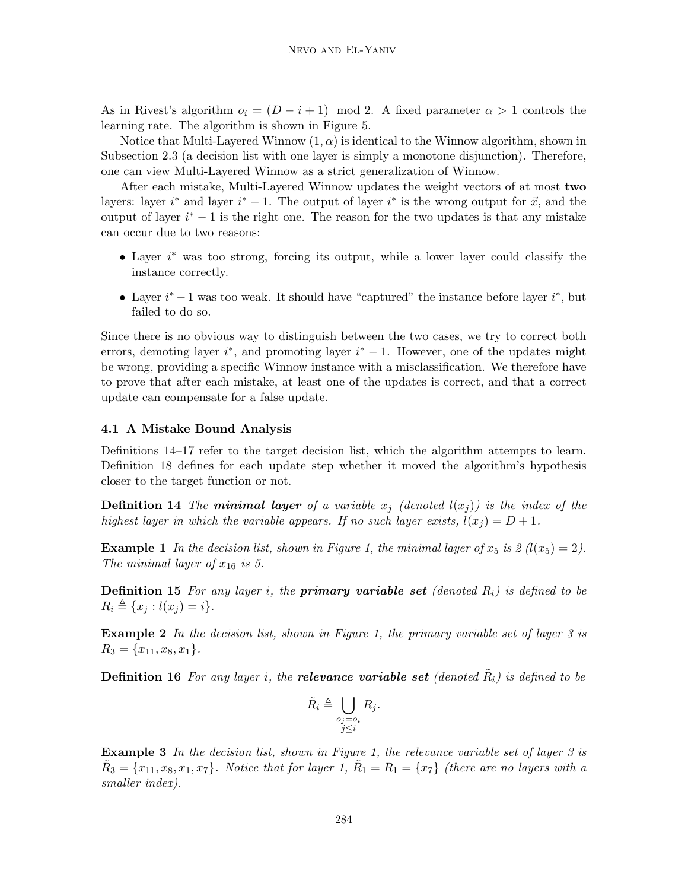As in Rivest's algorithm $o_i = (D - i + 1) \mod 2$. A fixed parameter $\alpha > 1$ controls the learning rate. The algorithm is shown in Figure 5.

Notice that Multi-Layered Winnow $(1, \alpha)$ is identical to the Winnow algorithm, shown in Subsection 2.3 (a decision list with one layer is simply a monotone disjunction). Therefore, one can view Multi-Layered Winnow as a strict generalization of Winnow.

After each mistake, Multi-Layered Winnow updates the weight vectors of at most **two** layers: layer $i^*$ and layer $i^* - 1$. The output of layer $i^*$ is the wrong output for $\vec{x}$, and the output of layer $i^* - 1$ is the right one. The reason for the two updates is that any mistake can occur due to two reasons:

- Layer $i^*$ was too strong, forcing its output, while a lower layer could classify the instance correctly.
- Layer $i^* - 1$ was too weak. It should have "captured" the instance before layer $i^*$, but failed to do so.

Since there is no obvious way to distinguish between the two cases, we try to correct both errors, demoting layer $i^*$, and promoting layer $i^* - 1$. However, one of the updates might be wrong, providing a specific Winnow instance with a misclassification. We therefore have to prove that after each mistake, at least one of the updates is correct, and that a correct update can compensate for a false update.

### 4.1 A Mistake Bound Analysis

Definitions 14–17 refer to the target decision list, which the algorithm attempts to learn. Definition 18 defines for each update step whether it moved the algorithm's hypothesis closer to the target function or not.

**Definition 14** *The **minimal layer** of a variable $x_j$ (denoted $l(x_j)$) is the index of the highest layer in which the variable appears. If no such layer exists, $l(x_j) = D + 1$.*

**Example 1** *In the decision list, shown in Figure 1, the minimal layer of $x_5$ is 2 ($l(x_5) = 2$). The minimal layer of $x_{16}$ is 5.*

**Definition 15** *For any layer $i$, the **primary variable set** (denoted $R_i$) is defined to be $R_i \triangleq \{x_j : l(x_j) = i\}$.*

**Example 2** *In the decision list, shown in Figure 1, the primary variable set of layer 3 is $R_3 = \{x_{11}, x_8, x_1\}$.*

**Definition 16** *For any layer $i$, the **relevance variable set** (denoted $\tilde{R}_i$) is defined to be*

$$\tilde{R}_i \triangleq \bigcup_{\substack{o_j = o_i \\ j \leq i}} R_j.$$

**Example 3** *In the decision list, shown in Figure 1, the relevance variable set of layer 3 is $\tilde{R}_3 = \{x_{11}, x_8, x_1, x_7\}$. Notice that for layer 1, $\tilde{R}_1 = R_1 = \{x_7\}$ (there are no layers with a smaller index).*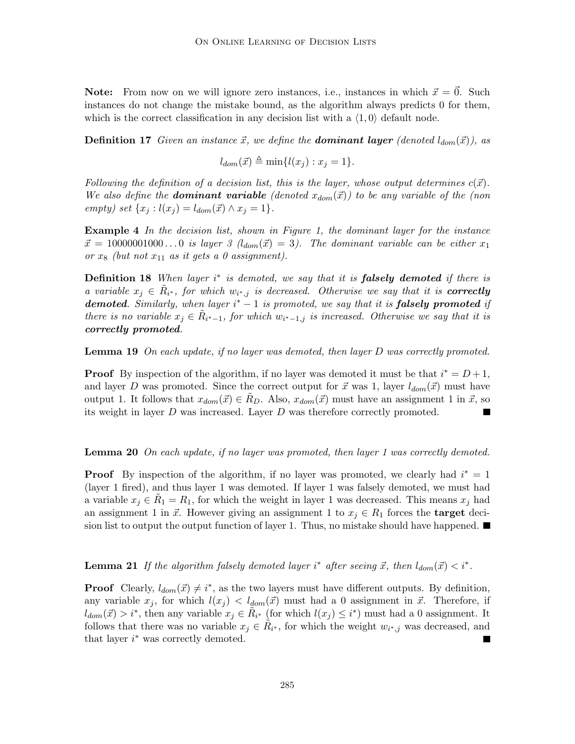**Note:** From now on we will ignore zero instances, i.e., instances in which $\vec{x} = \vec{0}$. Such instances do not change the mistake bound, as the algorithm always predicts 0 for them, which is the correct classification in any decision list with a $\langle 1, 0 \rangle$ default node.

**Definition 17** *Given an instance $\vec{x}$, we define the **dominant layer** (denoted $l_{dom}(\vec{x})$), as*

$$l_{dom}(\vec{x}) \triangleq \min\{l(x_j) : x_j = 1\}.$$

*Following the definition of a decision list, this is the layer, whose output determines $c(\vec{x})$. We also define the **dominant variable** (denoted $x_{dom}(\vec{x})$) to be any variable of the (non empty) set $\{x_j : l(x_j) = l_{dom}(\vec{x}) \wedge x_j = 1\}$.*

**Example 4** *In the decision list, shown in Figure 1, the dominant layer for the instance $\vec{x} = 10000001000\ldots0$ is layer 3 ($l_{dom}(\vec{x}) = 3$). The dominant variable can be either $x_1$ or $x_8$ (but not $x_{11}$ as it gets a 0 assignment).*

**Definition 18** *When layer $i^*$ is demoted, we say that it is **falsely demoted** if there is a variable $x_j \in \tilde{R}_{i^*}$, for which $w_{i^*,j}$ is decreased. Otherwise we say that it is **correctly demoted**. Similarly, when layer $i^* - 1$ is promoted, we say that it is **falsely promoted** if there is no variable $x_j \in \tilde{R}_{i^*-1}$, for which $w_{i^*-1,j}$ is increased. Otherwise we say that it is **correctly promoted**.*

**Lemma 19** *On each update, if no layer was demoted, then layer $D$ was correctly promoted.*

**Proof** By inspection of the algorithm, if no layer was demoted it must be that $i^* = D+1$, and layer $D$ was promoted. Since the correct output for $\vec{x}$ was 1, layer $l_{dom}(\vec{x})$ must have output 1. It follows that $x_{dom}(\vec{x}) \in \tilde{R}_D$. Also, $x_{dom}(\vec{x})$ must have an assignment 1 in $\vec{x}$, so its weight in layer $D$ was increased. Layer $D$ was therefore correctly promoted. ■

**Lemma 20** *On each update, if no layer was promoted, then layer 1 was correctly demoted.*

**Proof** By inspection of the algorithm, if no layer was promoted, we clearly had $i^* = 1$ (layer 1 fired), and thus layer 1 was demoted. If layer 1 was falsely demoted, we must had a variable $x_j \in \tilde{R}_1 = R_1$, for which the weight in layer 1 was decreased. This means $x_j$ had an assignment 1 in $\vec{x}$. However giving an assignment 1 to $x_j \in R_1$ forces the **target** decision list to output the output function of layer 1. Thus, no mistake should have happened. ■

**Lemma 21** *If the algorithm falsely demoted layer $i^*$ after seeing $\vec{x}$, then $l_{dom}(\vec{x}) < i^*$.*

**Proof** Clearly, $l_{dom}(\vec{x}) \neq i^*$, as the two layers must have different outputs. By definition, any variable $x_j$, for which $l(x_j) < l_{dom}(\vec{x})$ must had a 0 assignment in $\vec{x}$. Therefore, if $l_{dom}(\vec{x}) > i^*$, then any variable $x_j \in \tilde{R}_{i^*}$ (for which $l(x_j) \leq i^*$) must had a 0 assignment. It follows that there was no variable $x_j \in \tilde{R}_{i^*}$, for which the weight $w_{i^*,j}$ was decreased, and that layer $i^*$ was correctly demoted. ■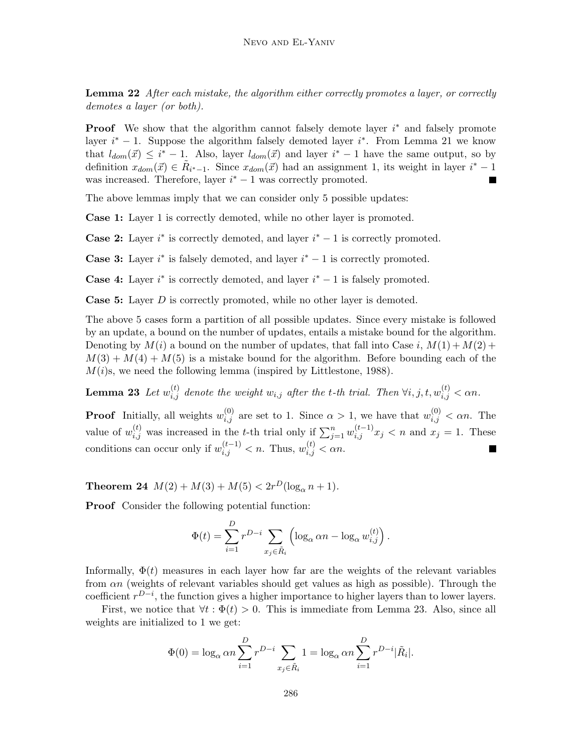**Lemma 22** *After each mistake, the algorithm either correctly promotes a layer, or correctly demotes a layer (or both).*

**Proof** We show that the algorithm cannot falsely demote layer $i^*$ and falsely promote layer $i^* - 1$. Suppose the algorithm falsely demoted layer $i^*$. From Lemma 21 we know that $l_{dom}(\vec{x}) \leq i^* - 1$. Also, layer $l_{dom}(\vec{x})$ and layer $i^* - 1$ have the same output, so by definition $x_{dom}(\vec{x}) \in \tilde{R}_{i^*-1}$. Since $x_{dom}(\vec{x})$ had an assignment 1, its weight in layer $i^* - 1$ was increased. Therefore, layer $i^* - 1$ was correctly promoted. ■

The above lemmas imply that we can consider only 5 possible updates:

**Case 1:** Layer 1 is correctly demoted, while no other layer is promoted.

**Case 2:** Layer $i^*$ is correctly demoted, and layer $i^* - 1$ is correctly promoted.

**Case 3:** Layer $i^*$ is falsely demoted, and layer $i^* - 1$ is correctly promoted.

**Case 4:** Layer $i^*$ is correctly demoted, and layer $i^* - 1$ is falsely promoted.

**Case 5:** Layer $D$ is correctly promoted, while no other layer is demoted.

The above 5 cases form a partition of all possible updates. Since every mistake is followed by an update, a bound on the number of updates, entails a mistake bound for the algorithm. Denoting by $M(i)$ a bound on the number of updates, that fall into Case $i$, $M(1) + M(2) + M(3) + M(4) + M(5)$ is a mistake bound for the algorithm. Before bounding each of the $M(i)$s, we need the following lemma (inspired by Littlestone, 1988).

**Lemma 23** *Let $w_{i,j}^{(t)}$ denote the weight $w_{i,j}$ after the $t$-th trial. Then $\forall i, j, t, w_{i,j}^{(t)} < \alpha n$.*

**Proof** Initially, all weights $w_{i,j}^{(0)}$ are set to 1. Since $\alpha > 1$, we have that $w_{i,j}^{(0)} < \alpha n$. The value of $w_{i,j}^{(t)}$ was increased in the $t$-th trial only if $\sum_{j=1}^{n} w_{i,j}^{(t-1)} x_j < n$ and $x_j = 1$. These conditions can occur only if $w_{i,j}^{(t-1)} < n$. Thus, $w_{i,j}^{(t)} < \alpha n$. ■

**Theorem 24** $M(2) + M(3) + M(5) < 2r^D(\log_\alpha n + 1)$.

**Proof** Consider the following potential function:

$$\Phi(t) = \sum_{i=1}^{D} r^{D-i} \sum_{x_j \in \tilde{R}_i} \left( \log_\alpha \alpha n - \log_\alpha w_{i,j}^{(t)} \right).$$

Informally, $\Phi(t)$ measures in each layer how far are the weights of the relevant variables from $\alpha n$ (weights of relevant variables should get values as high as possible). Through the coefficient $r^{D-i}$, the function gives a higher importance to higher layers than to lower layers.

First, we notice that $\forall t : \Phi(t) > 0$. This is immediate from Lemma 23. Also, since all weights are initialized to 1 we get:

$$\Phi(0) = \log_\alpha \alpha n \sum_{i=1}^{D} r^{D-i} \sum_{x_j \in \tilde{R}_i} 1 = \log_\alpha \alpha n \sum_{i=1}^{D} r^{D-i} |\tilde{R}_i|.$$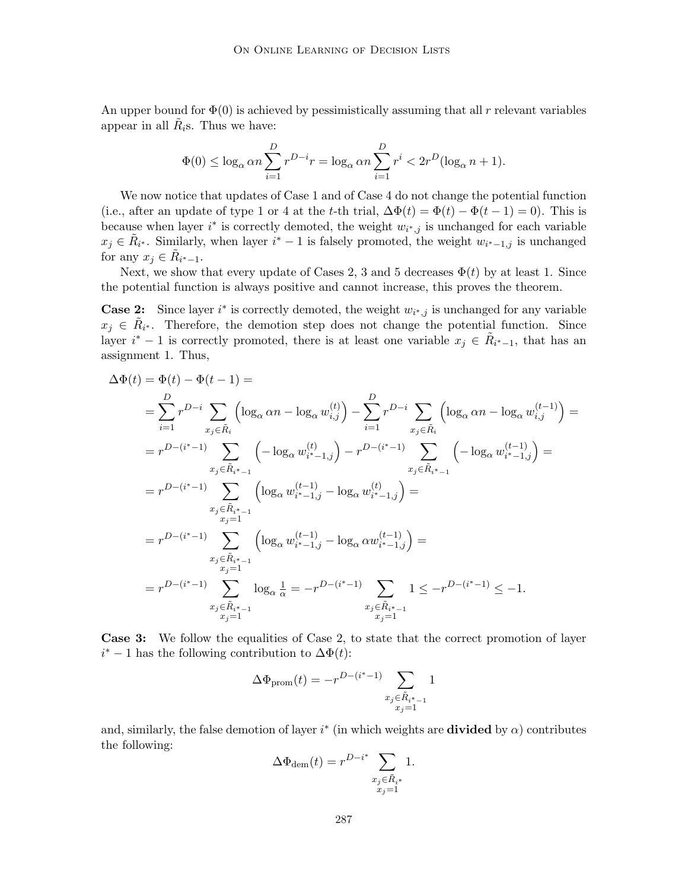An upper bound for $\Phi(0)$ is achieved by pessimistically assuming that all $r$ relevant variables appear in all $\tilde{R}_i$s. Thus we have:

$$\Phi(0) \leq \log_\alpha \alpha n \sum_{i=1}^{D} r^{D-i} r = \log_\alpha \alpha n \sum_{i=1}^{D} r^i < 2r^D(\log_\alpha n + 1).$$

We now notice that updates of Case 1 and of Case 4 do not change the potential function (i.e., after an update of type 1 or 4 at the $t$-th trial, $\Delta\Phi(t) = \Phi(t) - \Phi(t-1) = 0$). This is because when layer $i^*$ is correctly demoted, the weight $w_{i^*,j}$ is unchanged for each variable $x_j \in \tilde{R}_{i^*}$. Similarly, when layer $i^* - 1$ is falsely promoted, the weight $w_{i^*-1,j}$ is unchanged for any $x_j \in \tilde{R}_{i^*-1}$.

Next, we show that every update of Cases 2, 3 and 5 decreases $\Phi(t)$ by at least 1. Since the potential function is always positive and cannot increase, this proves the theorem.

**Case 2:** Since layer $i^*$ is correctly demoted, the weight $w_{i^*,j}$ is unchanged for any variable $x_j \in \tilde{R}_{i^*}$. Therefore, the demotion step does not change the potential function. Since layer $i^* - 1$ is correctly promoted, there is at least one variable $x_j \in \tilde{R}_{i^*-1}$, that has an assignment 1. Thus,

$$\begin{aligned}
\Delta\Phi(t) &= \Phi(t) - \Phi(t-1) = \\
&= \sum_{i=1}^{D} r^{D-i} \sum_{x_j \in \tilde{R}_i} \left(\log_\alpha \alpha n - \log_\alpha w_{i,j}^{(t)}\right) - \sum_{i=1}^{D} r^{D-i} \sum_{x_j \in \tilde{R}_i} \left(\log_\alpha \alpha n - \log_\alpha w_{i,j}^{(t-1)}\right) = \\
&= r^{D-(i^*-1)} \sum_{x_j \in \tilde{R}_{i^*-1}} \left(-\log_\alpha w_{i^*-1,j}^{(t)}\right) - r^{D-(i^*-1)} \sum_{x_j \in \tilde{R}_{i^*-1}} \left(-\log_\alpha w_{i^*-1,j}^{(t-1)}\right) = \\
&= r^{D-(i^*-1)} \sum_{\substack{x_j \in \tilde{R}_{i^*-1} \\ x_j = 1}} \left(\log_\alpha w_{i^*-1,j}^{(t-1)} - \log_\alpha w_{i^*-1,j}^{(t)}\right) = \\
&= r^{D-(i^*-1)} \sum_{\substack{x_j \in \tilde{R}_{i^*-1} \\ x_j = 1}} \left(\log_\alpha w_{i^*-1,j}^{(t-1)} - \log_\alpha \alpha w_{i^*-1,j}^{(t-1)}\right) = \\
&= r^{D-(i^*-1)} \sum_{\substack{x_j \in \tilde{R}_{i^*-1} \\ x_j = 1}} \log_\alpha \tfrac{1}{\alpha} = -r^{D-(i^*-1)} \sum_{\substack{x_j \in \tilde{R}_{i^*-1} \\ x_j = 1}} 1 \leq -r^{D-(i^*-1)} \leq -1.
\end{aligned}$$

**Case 3:** We follow the equalities of Case 2, to state that the correct promotion of layer $i^* - 1$ has the following contribution to $\Delta\Phi(t)$:

$$\Delta\Phi_{\text{prom}}(t) = -r^{D-(i^*-1)} \sum_{\substack{x_j \in \tilde{R}_{i^*-1} \\ x_j = 1}} 1$$

and, similarly, the false demotion of layer $i^*$ (in which weights are **divided** by $\alpha$) contributes the following:

$$\Delta\Phi_{\text{dem}}(t) = r^{D-i^*} \sum_{\substack{x_j \in \tilde{R}_{i^*} \\ x_j = 1}} 1.$$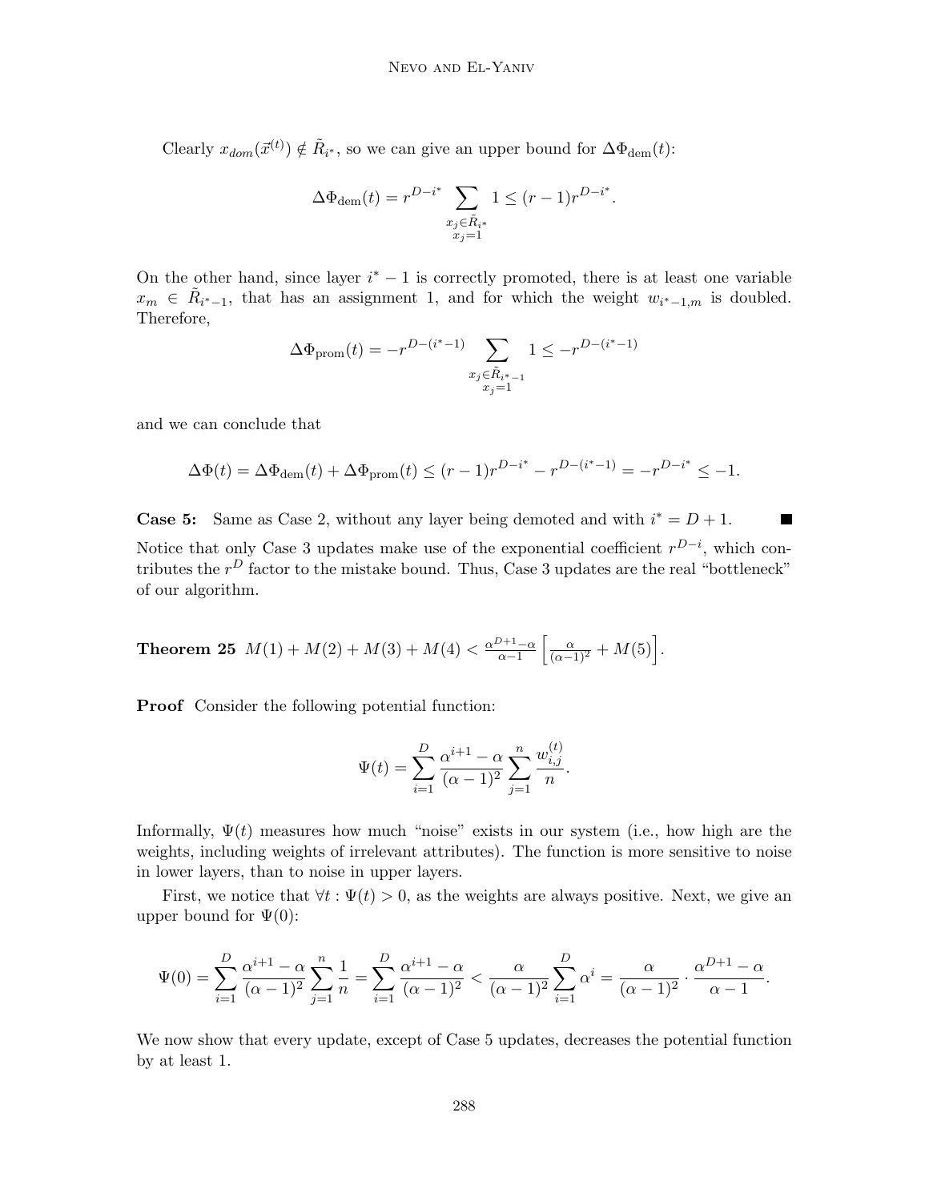Clearly $x_{dom}(\vec{x}^{(t)}) \notin \tilde{R}_{i^*}$, so we can give an upper bound for $\Delta\Phi_{\text{dem}}(t)$:

$$\Delta\Phi_{\text{dem}}(t) = r^{D-i^*} \sum_{\substack{x_j \in \tilde{R}_{i^*} \\ x_j = 1}} 1 \leq (r-1) r^{D-i^*}.$$

On the other hand, since layer $i^* - 1$ is correctly promoted, there is at least one variable $x_m \in \tilde{R}_{i^*-1}$, that has an assignment 1, and for which the weight $w_{i^*-1,m}$ is doubled. Therefore,

$$\Delta\Phi_{\text{prom}}(t) = -r^{D-(i^*-1)} \sum_{\substack{x_j \in \tilde{R}_{i^*-1} \\ x_j = 1}} 1 \leq -r^{D-(i^*-1)}$$

and we can conclude that

$$\Delta\Phi(t) = \Delta\Phi_{\text{dem}}(t) + \Delta\Phi_{\text{prom}}(t) \leq (r-1) r^{D-i^*} - r^{D-(i^*-1)} = -r^{D-i^*} \leq -1.$$

**Case 5:** Same as Case 2, without any layer being demoted and with $i^* = D + 1$. ■

Notice that only Case 3 updates make use of the exponential coefficient $r^{D-i}$, which contributes the $r^D$ factor to the mistake bound. Thus, Case 3 updates are the real "bottleneck" of our algorithm.

**Theorem 25** $M(1) + M(2) + M(3) + M(4) < \frac{\alpha^{D+1}-\alpha}{\alpha-1}\left[\frac{\alpha}{(\alpha-1)^2} + M(5)\right]$.

**Proof** Consider the following potential function:

$$\Psi(t) = \sum_{i=1}^{D} \frac{\alpha^{i+1} - \alpha}{(\alpha-1)^2} \sum_{j=1}^{n} \frac{w_{i,j}^{(t)}}{n}.$$

Informally, $\Psi(t)$ measures how much "noise" exists in our system (i.e., how high are the weights, including weights of irrelevant attributes). The function is more sensitive to noise in lower layers, than to noise in upper layers.

First, we notice that $\forall t : \Psi(t) > 0$, as the weights are always positive. Next, we give an upper bound for $\Psi(0)$:

$$\Psi(0) = \sum_{i=1}^{D} \frac{\alpha^{i+1} - \alpha}{(\alpha-1)^2} \sum_{j=1}^{n} \frac{1}{n} = \sum_{i=1}^{D} \frac{\alpha^{i+1} - \alpha}{(\alpha-1)^2} < \frac{\alpha}{(\alpha-1)^2} \sum_{i=1}^{D} \alpha^i = \frac{\alpha}{(\alpha-1)^2} \cdot \frac{\alpha^{D+1} - \alpha}{\alpha - 1}.$$

We now show that every update, except of Case 5 updates, decreases the potential function by at least 1.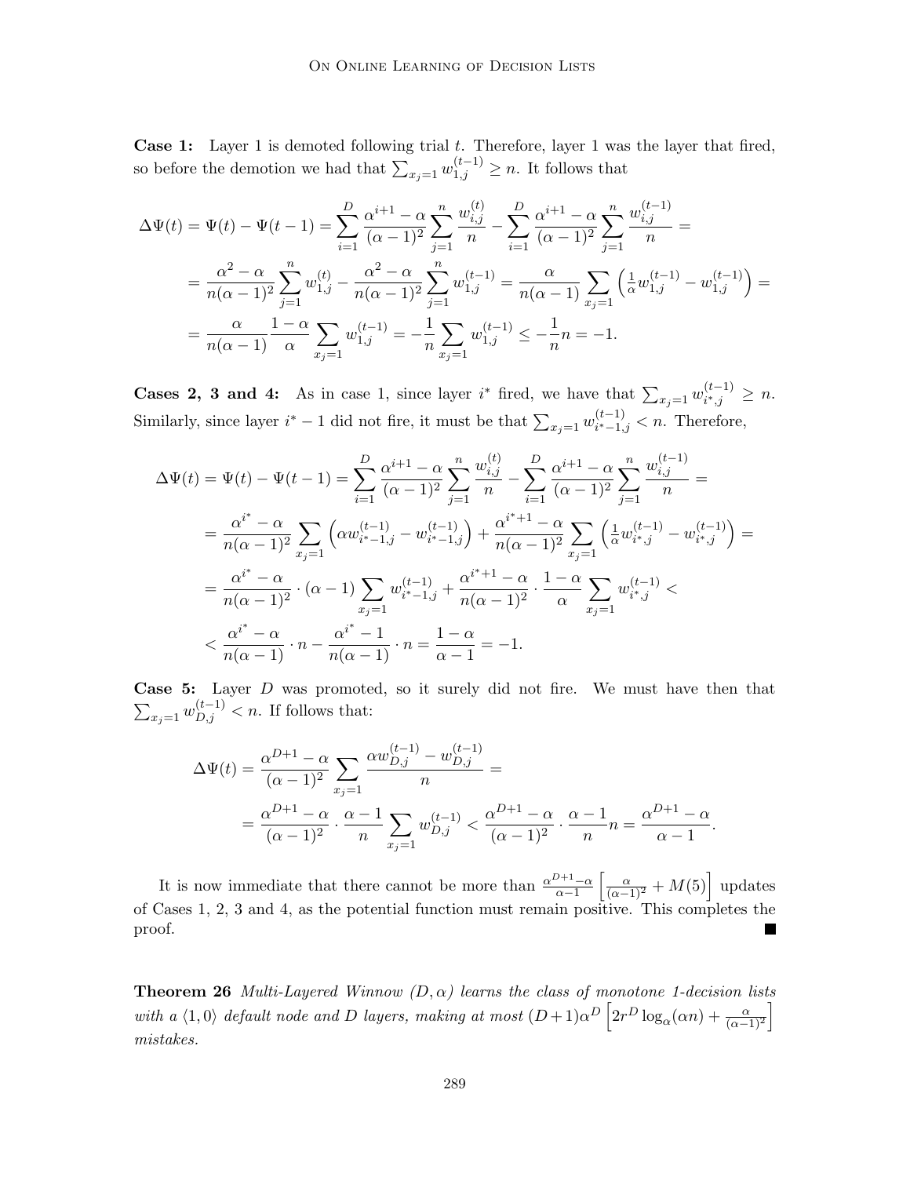**Case 1:** Layer 1 is demoted following trial $t$. Therefore, layer 1 was the layer that fired, so before the demotion we had that $\sum_{x_j=1} w_{1,j}^{(t-1)} \geq n$. It follows that

$$
\begin{aligned}
\Delta\Psi(t) = \Psi(t) - \Psi(t-1) &= \sum_{i=1}^{D} \frac{\alpha^{i+1} - \alpha}{(\alpha-1)^2} \sum_{j=1}^{n} \frac{w_{i,j}^{(t)}}{n} - \sum_{i=1}^{D} \frac{\alpha^{i+1} - \alpha}{(\alpha-1)^2} \sum_{j=1}^{n} \frac{w_{i,j}^{(t-1)}}{n} = \\
&= \frac{\alpha^2 - \alpha}{n(\alpha-1)^2} \sum_{j=1}^{n} w_{1,j}^{(t)} - \frac{\alpha^2 - \alpha}{n(\alpha-1)^2} \sum_{j=1}^{n} w_{1,j}^{(t-1)} = \frac{\alpha}{n(\alpha-1)} \sum_{x_j=1} \left( \tfrac{1}{\alpha} w_{1,j}^{(t-1)} - w_{1,j}^{(t-1)} \right) = \\
&= \frac{\alpha}{n(\alpha-1)} \frac{1-\alpha}{\alpha} \sum_{x_j=1} w_{1,j}^{(t-1)} = -\frac{1}{n} \sum_{x_j=1} w_{1,j}^{(t-1)} \leq -\frac{1}{n} n = -1.
\end{aligned}
$$

**Cases 2, 3 and 4:** As in case 1, since layer $i^*$ fired, we have that $\sum_{x_j=1} w_{i^*,j}^{(t-1)} \geq n$. Similarly, since layer $i^*-1$ did not fire, it must be that $\sum_{x_j=1} w_{i^*-1,j}^{(t-1)} < n$. Therefore,

$$
\begin{aligned}
\Delta\Psi(t) = \Psi(t) - \Psi(t-1) &= \sum_{i=1}^{D} \frac{\alpha^{i+1} - \alpha}{(\alpha-1)^2} \sum_{j=1}^{n} \frac{w_{i,j}^{(t)}}{n} - \sum_{i=1}^{D} \frac{\alpha^{i+1} - \alpha}{(\alpha-1)^2} \sum_{j=1}^{n} \frac{w_{i,j}^{(t-1)}}{n} = \\
&= \frac{\alpha^{i^*} - \alpha}{n(\alpha-1)^2} \sum_{x_j=1} \left( \alpha w_{i^*-1,j}^{(t-1)} - w_{i^*-1,j}^{(t-1)} \right) + \frac{\alpha^{i^*+1} - \alpha}{n(\alpha-1)^2} \sum_{x_j=1} \left( \tfrac{1}{\alpha} w_{i^*,j}^{(t-1)} - w_{i^*,j}^{(t-1)} \right) = \\
&= \frac{\alpha^{i^*} - \alpha}{n(\alpha-1)^2} \cdot (\alpha - 1) \sum_{x_j=1} w_{i^*-1,j}^{(t-1)} + \frac{\alpha^{i^*+1} - \alpha}{n(\alpha-1)^2} \cdot \frac{1-\alpha}{\alpha} \sum_{x_j=1} w_{i^*,j}^{(t-1)} < \\
&< \frac{\alpha^{i^*} - \alpha}{n(\alpha-1)} \cdot n - \frac{\alpha^{i^*} - 1}{n(\alpha-1)} \cdot n = \frac{1-\alpha}{\alpha-1} = -1.
\end{aligned}
$$

**Case 5:** Layer $D$ was promoted, so it surely did not fire. We must have then that $\sum_{x_j=1} w_{D,j}^{(t-1)} < n$. If follows that:

$$
\begin{aligned}
\Delta\Psi(t) &= \frac{\alpha^{D+1} - \alpha}{(\alpha-1)^2} \sum_{x_j=1} \frac{\alpha w_{D,j}^{(t-1)} - w_{D,j}^{(t-1)}}{n} = \\
&= \frac{\alpha^{D+1} - \alpha}{(\alpha-1)^2} \cdot \frac{\alpha - 1}{n} \sum_{x_j=1} w_{D,j}^{(t-1)} < \frac{\alpha^{D+1} - \alpha}{(\alpha-1)^2} \cdot \frac{\alpha - 1}{n} n = \frac{\alpha^{D+1} - \alpha}{\alpha - 1}.
\end{aligned}
$$

It is now immediate that there cannot be more than $\frac{\alpha^{D+1}-\alpha}{\alpha-1} \left[ \frac{\alpha}{(\alpha-1)^2} + M(5) \right]$ updates of Cases 1, 2, 3 and 4, as the potential function must remain positive. This completes the proof. ∎

**Theorem 26** *Multi-Layered Winnow $(D, \alpha)$ learns the class of monotone 1-decision lists with a $\langle 1, 0 \rangle$ default node and $D$ layers, making at most $(D+1)\alpha^D \left[ 2r^D \log_\alpha(\alpha n) + \frac{\alpha}{(\alpha-1)^2} \right]$ mistakes.*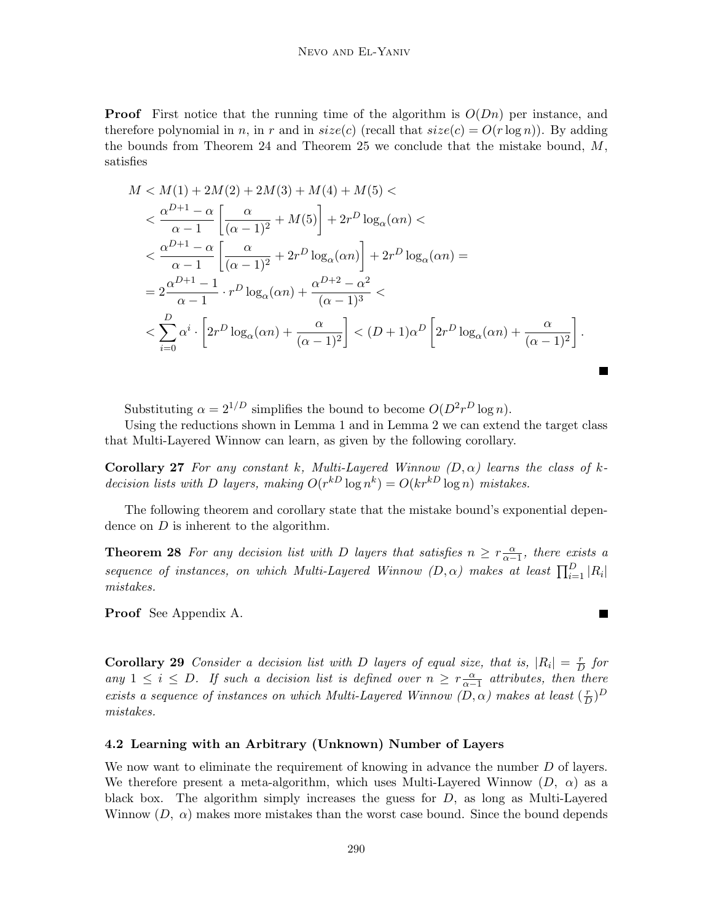**Proof** First notice that the running time of the algorithm is $O(Dn)$ per instance, and therefore polynomial in $n$, in $r$ and in $size(c)$ (recall that $size(c) = O(r \log n)$). By adding the bounds from Theorem 24 and Theorem 25 we conclude that the mistake bound, $M$, satisfies

$$
\begin{aligned}
M &< M(1) + 2M(2) + 2M(3) + M(4) + M(5) < \\
&< \frac{\alpha^{D+1} - \alpha}{\alpha - 1} \left[ \frac{\alpha}{(\alpha - 1)^2} + M(5) \right] + 2r^D \log_\alpha(\alpha n) < \\
&< \frac{\alpha^{D+1} - \alpha}{\alpha - 1} \left[ \frac{\alpha}{(\alpha - 1)^2} + 2r^D \log_\alpha(\alpha n) \right] + 2r^D \log_\alpha(\alpha n) = \\
&= 2\frac{\alpha^{D+1} - 1}{\alpha - 1} \cdot r^D \log_\alpha(\alpha n) + \frac{\alpha^{D+2} - \alpha^2}{(\alpha - 1)^3} < \\
&< \sum_{i=0}^{D} \alpha^i \cdot \left[ 2r^D \log_\alpha(\alpha n) + \frac{\alpha}{(\alpha - 1)^2} \right] < (D+1)\alpha^D \left[ 2r^D \log_\alpha(\alpha n) + \frac{\alpha}{(\alpha - 1)^2} \right].
\end{aligned}
$$

■

Substituting $\alpha = 2^{1/D}$ simplifies the bound to become $O(D^2 r^D \log n)$.

Using the reductions shown in Lemma 1 and in Lemma 2 we can extend the target class that Multi-Layered Winnow can learn, as given by the following corollary.

**Corollary 27** *For any constant $k$, Multi-Layered Winnow $(D, \alpha)$ learns the class of $k$-decision lists with $D$ layers, making $O(r^{kD} \log n^k) = O(kr^{kD} \log n)$ mistakes.*

The following theorem and corollary state that the mistake bound's exponential dependence on $D$ is inherent to the algorithm.

**Theorem 28** *For any decision list with $D$ layers that satisfies $n \geq r\frac{\alpha}{\alpha-1}$, there exists a sequence of instances, on which Multi-Layered Winnow $(D, \alpha)$ makes at least $\prod_{i=1}^{D} |R_i|$ mistakes.*

**Proof** See Appendix A. ■

**Corollary 29** *Consider a decision list with $D$ layers of equal size, that is, $|R_i| = \frac{r}{D}$ for any $1 \leq i \leq D$. If such a decision list is defined over $n \geq r\frac{\alpha}{\alpha-1}$ attributes, then there exists a sequence of instances on which Multi-Layered Winnow $(D, \alpha)$ makes at least $(\frac{r}{D})^D$ mistakes.*

### 4.2 Learning with an Arbitrary (Unknown) Number of Layers

We now want to eliminate the requirement of knowing in advance the number $D$ of layers. We therefore present a meta-algorithm, which uses Multi-Layered Winnow ($D$, $\alpha$) as a black box. The algorithm simply increases the guess for $D$, as long as Multi-Layered Winnow ($D$, $\alpha$) makes more mistakes than the worst case bound. Since the bound depends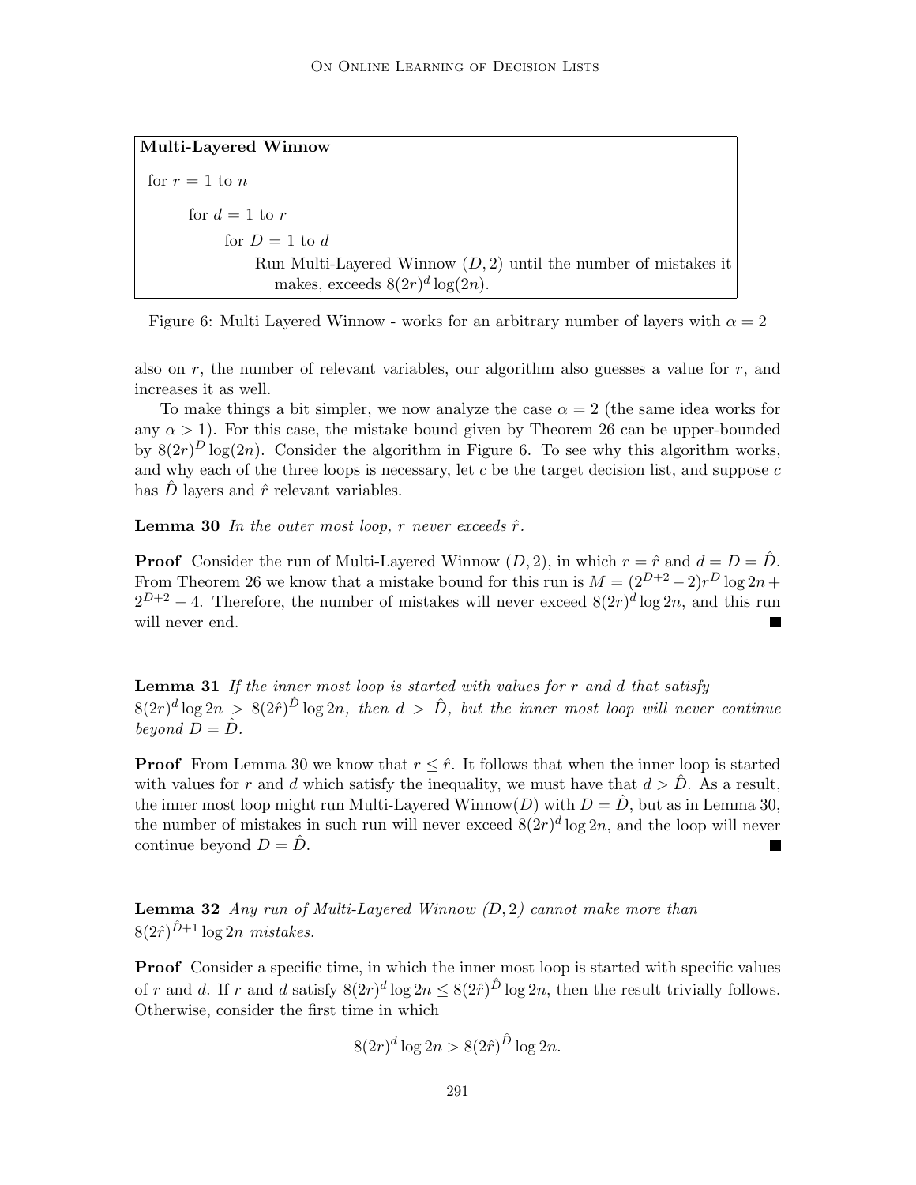**Multi-Layered Winnow**

```
for r = 1 to n
    for d = 1 to r
        for D = 1 to d
            Run Multi-Layered Winnow (D, 2) until the number of mistakes it
                makes, exceeds 8(2r)^d log(2n).
```

Figure 6: Multi Layered Winnow - works for an arbitrary number of layers with $\alpha = 2$

also on $r$, the number of relevant variables, our algorithm also guesses a value for $r$, and increases it as well.

To make things a bit simpler, we now analyze the case $\alpha = 2$ (the same idea works for any $\alpha > 1$). For this case, the mistake bound given by Theorem 26 can be upper-bounded by $8(2r)^D \log(2n)$. Consider the algorithm in Figure 6. To see why this algorithm works, and why each of the three loops is necessary, let $c$ be the target decision list, and suppose $c$ has $\hat{D}$ layers and $\hat{r}$ relevant variables.

**Lemma 30** *In the outer most loop, $r$ never exceeds $\hat{r}$.*

**Proof** Consider the run of Multi-Layered Winnow $(D, 2)$, in which $r = \hat{r}$ and $d = D = \hat{D}$. From Theorem 26 we know that a mistake bound for this run is $M = (2^{D+2} - 2)r^D \log 2n + 2^{D+2} - 4$. Therefore, the number of mistakes will never exceed $8(2r)^d \log 2n$, and this run will never end. ■

**Lemma 31** *If the inner most loop is started with values for $r$ and $d$ that satisfy $8(2r)^d \log 2n > 8(2\hat{r})^{\hat{D}} \log 2n$, then $d > \hat{D}$, but the inner most loop will never continue beyond $D = \hat{D}$.*

**Proof** From Lemma 30 we know that $r \leq \hat{r}$. It follows that when the inner loop is started with values for $r$ and $d$ which satisfy the inequality, we must have that $d > \hat{D}$. As a result, the inner most loop might run Multi-Layered Winnow$(D)$ with $D = \hat{D}$, but as in Lemma 30, the number of mistakes in such run will never exceed $8(2r)^d \log 2n$, and the loop will never continue beyond $D = \hat{D}$. ■

**Lemma 32** *Any run of Multi-Layered Winnow $(D, 2)$ cannot make more than $8(2\hat{r})^{\hat{D}+1} \log 2n$ mistakes.*

**Proof** Consider a specific time, in which the inner most loop is started with specific values of $r$ and $d$. If $r$ and $d$ satisfy $8(2r)^d \log 2n \leq 8(2\hat{r})^{\hat{D}} \log 2n$, then the result trivially follows. Otherwise, consider the first time in which

$$8(2r)^d \log 2n > 8(2\hat{r})^{\hat{D}} \log 2n.$$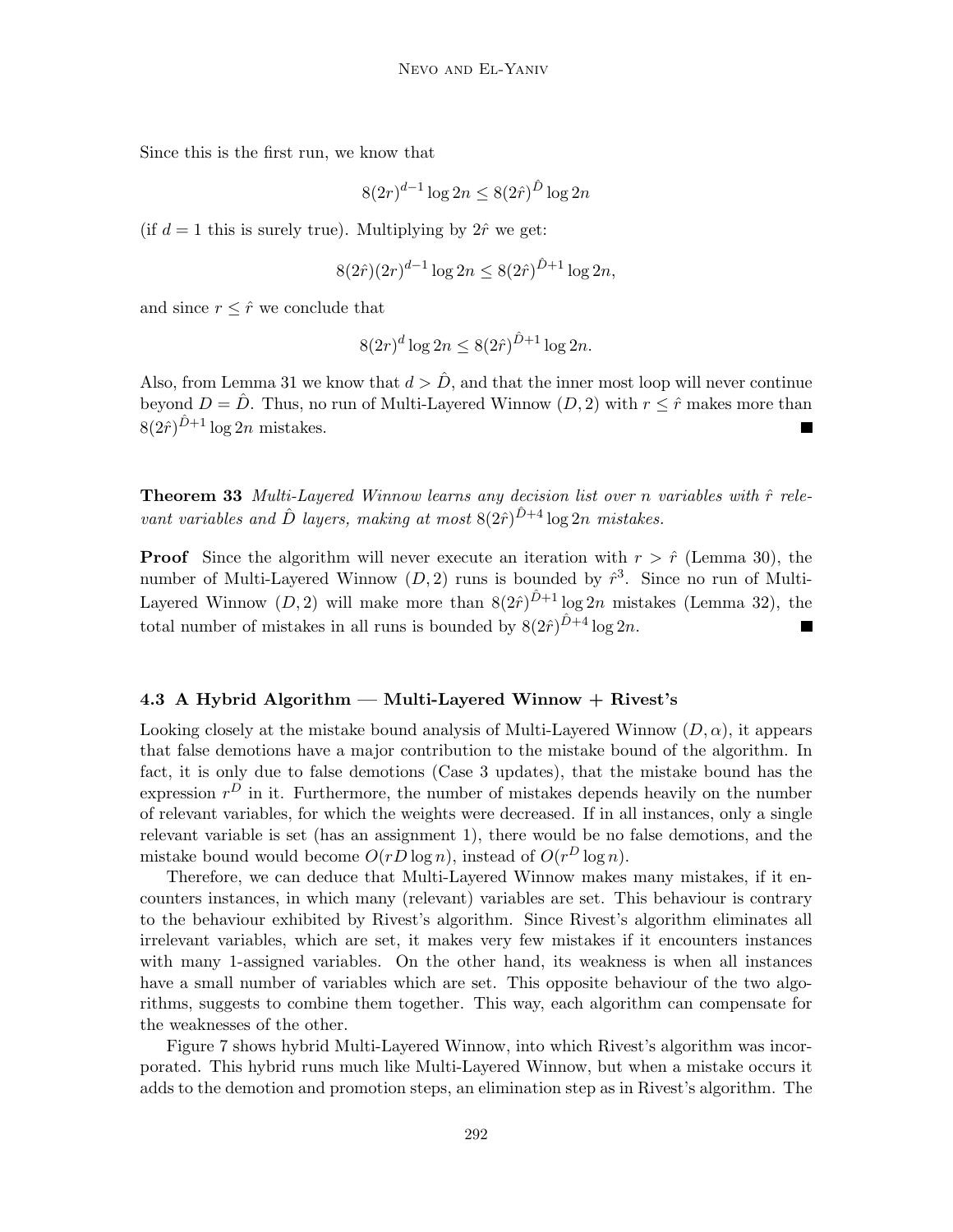Since this is the first run, we know that

$$8(2r)^{d-1} \log 2n \leq 8(2\hat{r})^{\hat{D}} \log 2n$$

(if $d = 1$ this is surely true). Multiplying by $2\hat{r}$ we get:

$$8(2\hat{r})(2r)^{d-1} \log 2n \leq 8(2\hat{r})^{\hat{D}+1} \log 2n,$$

and since $r \leq \hat{r}$ we conclude that

$$8(2r)^{d} \log 2n \leq 8(2\hat{r})^{\hat{D}+1} \log 2n.$$

Also, from Lemma 31 we know that $d > \hat{D}$, and that the inner most loop will never continue beyond $D = \hat{D}$. Thus, no run of Multi-Layered Winnow $(D, 2)$ with $r \leq \hat{r}$ makes more than $8(2\hat{r})^{\hat{D}+1} \log 2n$ mistakes. ■

**Theorem 33** *Multi-Layered Winnow learns any decision list over $n$ variables with $\hat{r}$ relevant variables and $\hat{D}$ layers, making at most $8(2\hat{r})^{\hat{D}+4} \log 2n$ mistakes.*

**Proof** Since the algorithm will never execute an iteration with $r > \hat{r}$ (Lemma 30), the number of Multi-Layered Winnow $(D, 2)$ runs is bounded by $\hat{r}^3$. Since no run of Multi-Layered Winnow $(D, 2)$ will make more than $8(2\hat{r})^{\hat{D}+1} \log 2n$ mistakes (Lemma 32), the total number of mistakes in all runs is bounded by $8(2\hat{r})^{\hat{D}+4} \log 2n$. ■

### 4.3 A Hybrid Algorithm — Multi-Layered Winnow + Rivest's

Looking closely at the mistake bound analysis of Multi-Layered Winnow $(D, \alpha)$, it appears that false demotions have a major contribution to the mistake bound of the algorithm. In fact, it is only due to false demotions (Case 3 updates), that the mistake bound has the expression $r^D$ in it. Furthermore, the number of mistakes depends heavily on the number of relevant variables, for which the weights were decreased. If in all instances, only a single relevant variable is set (has an assignment 1), there would be no false demotions, and the mistake bound would become $O(rD \log n)$, instead of $O(r^D \log n)$.

Therefore, we can deduce that Multi-Layered Winnow makes many mistakes, if it encounters instances, in which many (relevant) variables are set. This behaviour is contrary to the behaviour exhibited by Rivest's algorithm. Since Rivest's algorithm eliminates all irrelevant variables, which are set, it makes very few mistakes if it encounters instances with many 1-assigned variables. On the other hand, its weakness is when all instances have a small number of variables which are set. This opposite behaviour of the two algorithms, suggests to combine them together. This way, each algorithm can compensate for the weaknesses of the other.

Figure 7 shows hybrid Multi-Layered Winnow, into which Rivest's algorithm was incorporated. This hybrid runs much like Multi-Layered Winnow, but when a mistake occurs it adds to the demotion and promotion steps, an elimination step as in Rivest's algorithm. The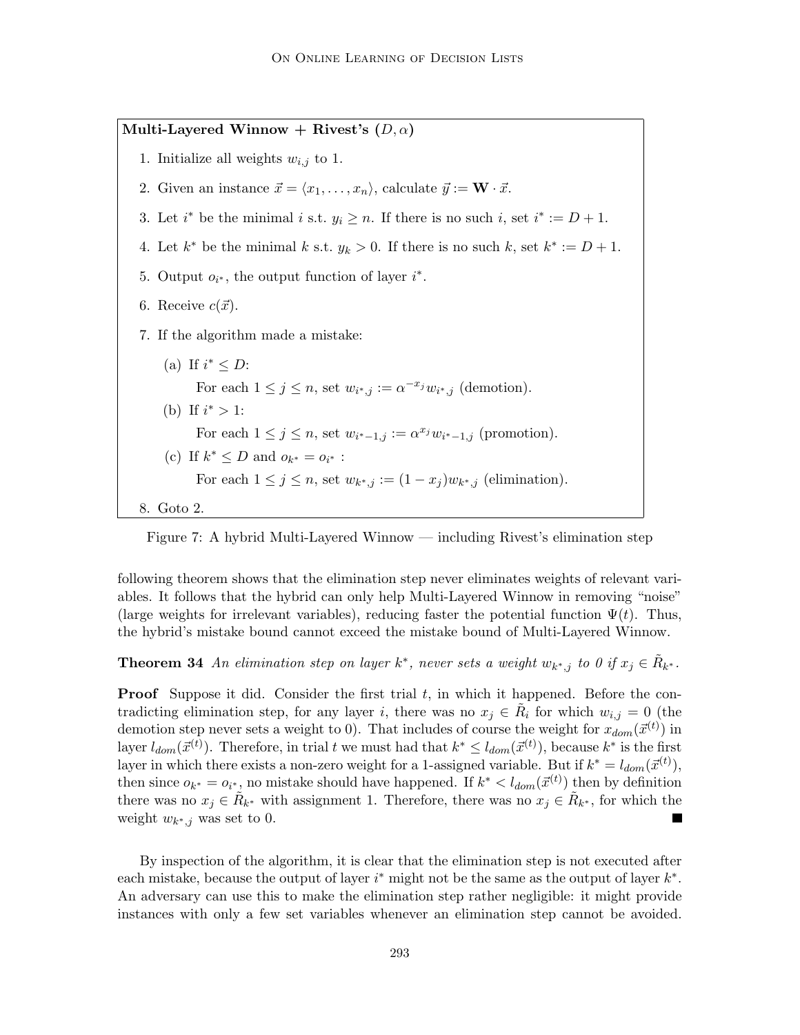**Multi-Layered Winnow + Rivest's $(D, \alpha)$**

1. Initialize all weights $w_{i,j}$ to 1.
2. Given an instance $\vec{x} = \langle x_1, \ldots, x_n \rangle$, calculate $\vec{y} := \mathbf{W} \cdot \vec{x}$.
3. Let $i^*$ be the minimal $i$ s.t. $y_i \geq n$. If there is no such $i$, set $i^* := D + 1$.
4. Let $k^*$ be the minimal $k$ s.t. $y_k > 0$. If there is no such $k$, set $k^* := D + 1$.
5. Output $o_{i^*}$, the output function of layer $i^*$.
6. Receive $c(\vec{x})$.
7. If the algorithm made a mistake:
   (a) If $i^* \leq D$:
   For each $1 \leq j \leq n$, set $w_{i^*,j} := \alpha^{-x_j} w_{i^*,j}$ (demotion).
   (b) If $i^* > 1$:
   For each $1 \leq j \leq n$, set $w_{i^*-1,j} := \alpha^{x_j} w_{i^*-1,j}$ (promotion).
   (c) If $k^* \leq D$ and $o_{k^*} = o_{i^*}$ :
   For each $1 \leq j \leq n$, set $w_{k^*,j} := (1 - x_j) w_{k^*,j}$ (elimination).
8. Goto 2.

Figure 7: A hybrid Multi-Layered Winnow — including Rivest's elimination step

following theorem shows that the elimination step never eliminates weights of relevant variables. It follows that the hybrid can only help Multi-Layered Winnow in removing "noise" (large weights for irrelevant variables), reducing faster the potential function $\Psi(t)$. Thus, the hybrid's mistake bound cannot exceed the mistake bound of Multi-Layered Winnow.

**Theorem 34** *An elimination step on layer $k^*$, never sets a weight $w_{k^*,j}$ to 0 if $x_j \in \tilde{R}_{k^*}$.*

**Proof** Suppose it did. Consider the first trial $t$, in which it happened. Before the contradicting elimination step, for any layer $i$, there was no $x_j \in \tilde{R}_i$ for which $w_{i,j} = 0$ (the demotion step never sets a weight to 0). That includes of course the weight for $x_{dom}(\vec{x}^{(t)})$ in layer $l_{dom}(\vec{x}^{(t)})$. Therefore, in trial $t$ we must had that $k^* \leq l_{dom}(\vec{x}^{(t)})$, because $k^*$ is the first layer in which there exists a non-zero weight for a 1-assigned variable. But if $k^* = l_{dom}(\vec{x}^{(t)})$, then since $o_{k^*} = o_{i^*}$, no mistake should have happened. If $k^* < l_{dom}(\vec{x}^{(t)})$ then by definition there was no $x_j \in \tilde{R}_{k^*}$ with assignment 1. Therefore, there was no $x_j \in \tilde{R}_{k^*}$, for which the weight $w_{k^*,j}$ was set to 0. ■

By inspection of the algorithm, it is clear that the elimination step is not executed after each mistake, because the output of layer $i^*$ might not be the same as the output of layer $k^*$. An adversary can use this to make the elimination step rather negligible: it might provide instances with only a few set variables whenever an elimination step cannot be avoided.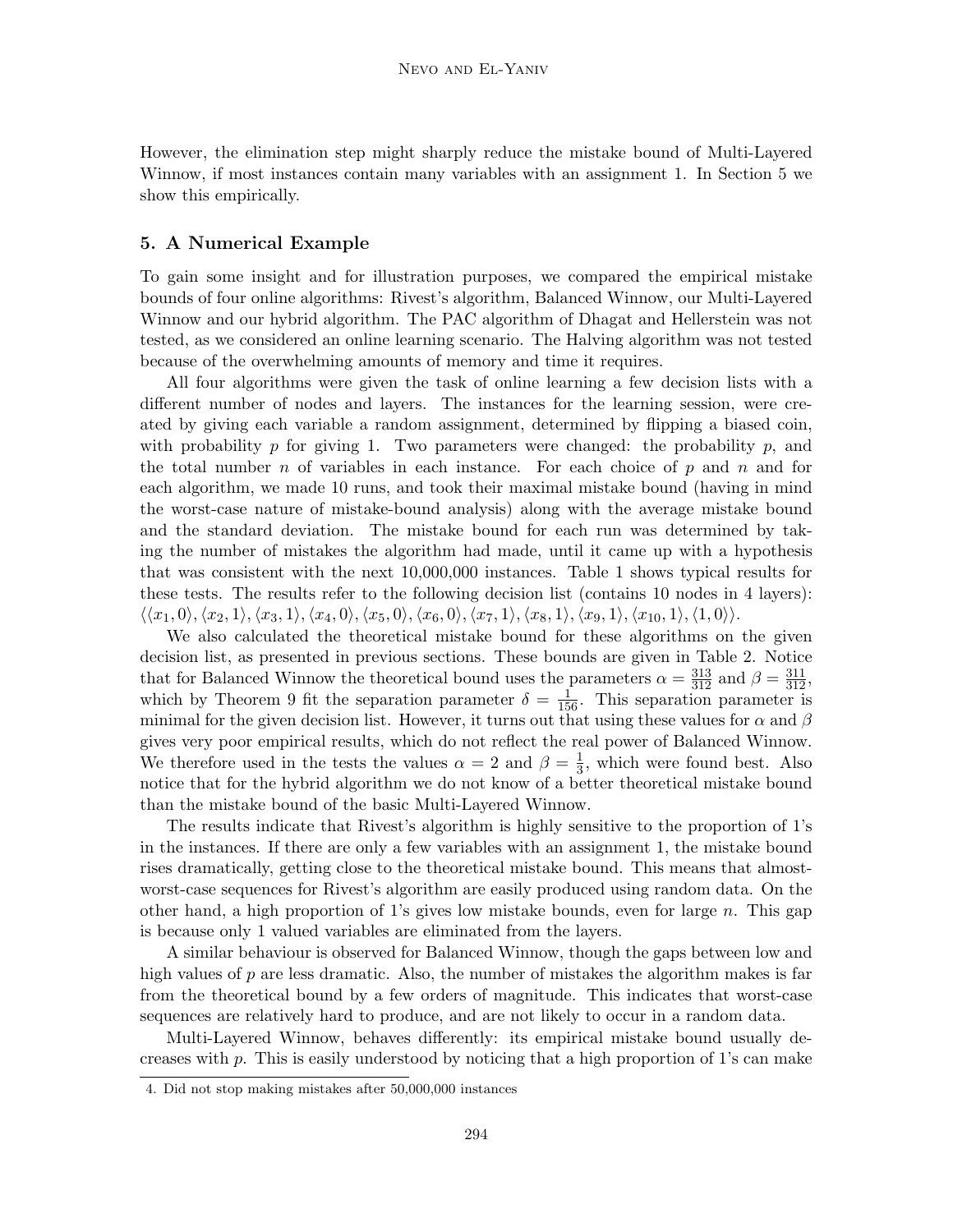However, the elimination step might sharply reduce the mistake bound of Multi-Layered Winnow, if most instances contain many variables with an assignment 1. In Section 5 we show this empirically.

## 5. A Numerical Example

To gain some insight and for illustration purposes, we compared the empirical mistake bounds of four online algorithms: Rivest's algorithm, Balanced Winnow, our Multi-Layered Winnow and our hybrid algorithm. The PAC algorithm of Dhagat and Hellerstein was not tested, as we considered an online learning scenario. The Halving algorithm was not tested because of the overwhelming amounts of memory and time it requires.

All four algorithms were given the task of online learning a few decision lists with a different number of nodes and layers. The instances for the learning session, were created by giving each variable a random assignment, determined by flipping a biased coin, with probability $p$ for giving 1. Two parameters were changed: the probability $p$, and the total number $n$ of variables in each instance. For each choice of $p$ and $n$ and for each algorithm, we made 10 runs, and took their maximal mistake bound (having in mind the worst-case nature of mistake-bound analysis) along with the average mistake bound and the standard deviation. The mistake bound for each run was determined by taking the number of mistakes the algorithm had made, until it came up with a hypothesis that was consistent with the next 10,000,000 instances. Table 1 shows typical results for these tests. The results refer to the following decision list (contains 10 nodes in 4 layers): $\langle\langle x_1, 0\rangle, \langle x_2, 1\rangle, \langle x_3, 1\rangle, \langle x_4, 0\rangle, \langle x_5, 0\rangle, \langle x_6, 0\rangle, \langle x_7, 1\rangle, \langle x_8, 1\rangle, \langle x_9, 1\rangle, \langle x_{10}, 1\rangle, \langle 1, 0\rangle\rangle$.

We also calculated the theoretical mistake bound for these algorithms on the given decision list, as presented in previous sections. These bounds are given in Table 2. Notice that for Balanced Winnow the theoretical bound uses the parameters $\alpha = \frac{313}{312}$ and $\beta = \frac{311}{312}$, which by Theorem 9 fit the separation parameter $\delta = \frac{1}{156}$. This separation parameter is minimal for the given decision list. However, it turns out that using these values for $\alpha$ and $\beta$ gives very poor empirical results, which do not reflect the real power of Balanced Winnow. We therefore used in the tests the values $\alpha = 2$ and $\beta = \frac{1}{3}$, which were found best. Also notice that for the hybrid algorithm we do not know of a better theoretical mistake bound than the mistake bound of the basic Multi-Layered Winnow.

The results indicate that Rivest's algorithm is highly sensitive to the proportion of 1's in the instances. If there are only a few variables with an assignment 1, the mistake bound rises dramatically, getting close to the theoretical mistake bound. This means that almost-worst-case sequences for Rivest's algorithm are easily produced using random data. On the other hand, a high proportion of 1's gives low mistake bounds, even for large $n$. This gap is because only 1 valued variables are eliminated from the layers.

A similar behaviour is observed for Balanced Winnow, though the gaps between low and high values of $p$ are less dramatic. Also, the number of mistakes the algorithm makes is far from the theoretical bound by a few orders of magnitude. This indicates that worst-case sequences are relatively hard to produce, and are not likely to occur in a random data.

Multi-Layered Winnow, behaves differently: its empirical mistake bound usually decreases with $p$. This is easily understood by noticing that a high proportion of 1's can make

4. Did not stop making mistakes after 50,000,000 instances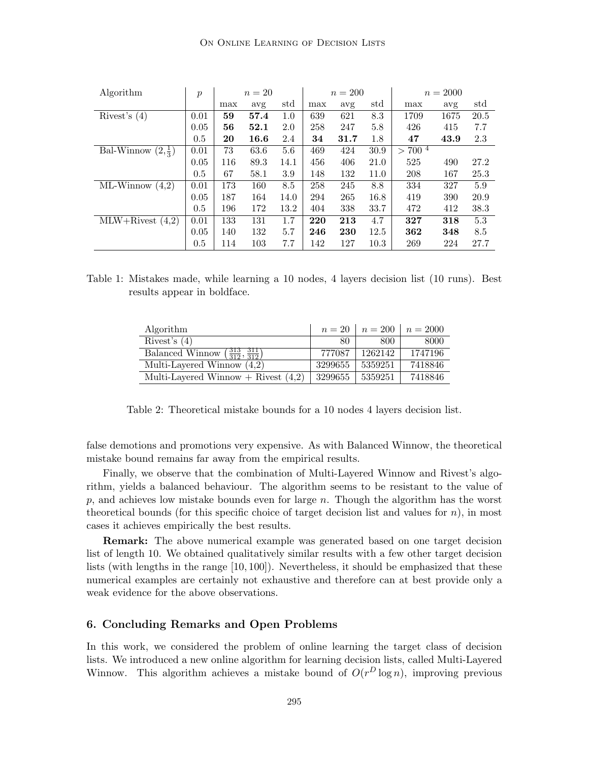| Algorithm | $p$ | $n = 20$ | | | $n = 200$ | | | $n = 2000$ | | |
|---|---|---|---|---|---|---|---|---|---|---|
| | | max | avg | std | max | avg | std | max | avg | std |
| Rivest's (4) | 0.01 | **59** | **57.4** | 1.0 | 639 | 621 | 8.3 | 1709 | 1675 | 20.5 |
| | 0.05 | **56** | **52.1** | 2.0 | 258 | 247 | 5.8 | 426 | 415 | 7.7 |
| | 0.5 | **20** | **16.6** | 2.4 | **34** | **31.7** | 1.8 | **47** | **43.9** | 2.3 |
| Bal-Winnow $(2, \frac{1}{3})$ | 0.01 | 73 | 63.6 | 5.6 | 469 | 424 | 30.9 | $> 700$ [4] | | |
| | 0.05 | 116 | 89.3 | 14.1 | 456 | 406 | 21.0 | 525 | 490 | 27.2 |
| | 0.5 | 67 | 58.1 | 3.9 | 148 | 132 | 11.0 | 208 | 167 | 25.3 |
| ML-Winnow (4,2) | 0.01 | 173 | 160 | 8.5 | 258 | 245 | 8.8 | 334 | 327 | 5.9 |
| | 0.05 | 187 | 164 | 14.0 | 294 | 265 | 16.8 | 419 | 390 | 20.9 |
| | 0.5 | 196 | 172 | 13.2 | 404 | 338 | 33.7 | 472 | 412 | 38.3 |
| MLW+Rivest (4,2) | 0.01 | 133 | 131 | 1.7 | **220** | **213** | 4.7 | **327** | **318** | 5.3 |
| | 0.05 | 140 | 132 | 5.7 | **246** | **230** | 12.5 | **362** | **348** | 8.5 |
| | 0.5 | 114 | 103 | 7.7 | 142 | 127 | 10.3 | 269 | 224 | 27.7 |

Table 1: Mistakes made, while learning a 10 nodes, 4 layers decision list (10 runs). Best results appear in boldface.

| Algorithm | $n = 20$ | $n = 200$ | $n = 2000$ |
|---|---|---|---|
| Rivest's (4) | 80 | 800 | 8000 |
| Balanced Winnow $\left(\frac{313}{312}, \frac{311}{312}\right)$ | 777087 | 1262142 | 1747196 |
| Multi-Layered Winnow (4,2) | 3299655 | 5359251 | 7418846 |
| Multi-Layered Winnow + Rivest (4,2) | 3299655 | 5359251 | 7418846 |

Table 2: Theoretical mistake bounds for a 10 nodes 4 layers decision list.

false demotions and promotions very expensive. As with Balanced Winnow, the theoretical mistake bound remains far away from the empirical results.

Finally, we observe that the combination of Multi-Layered Winnow and Rivest's algorithm, yields a balanced behaviour. The algorithm seems to be resistant to the value of $p$, and achieves low mistake bounds even for large $n$. Though the algorithm has the worst theoretical bounds (for this specific choice of target decision list and values for $n$), in most cases it achieves empirically the best results.

**Remark:** The above numerical example was generated based on one target decision list of length 10. We obtained qualitatively similar results with a few other target decision lists (with lengths in the range $[10, 100]$). Nevertheless, it should be emphasized that these numerical examples are certainly not exhaustive and therefore can at best provide only a weak evidence for the above observations.

## 6. Concluding Remarks and Open Problems

In this work, we considered the problem of online learning the target class of decision lists. We introduced a new online algorithm for learning decision lists, called Multi-Layered Winnow. This algorithm achieves a mistake bound of $O(r^D \log n)$, improving previous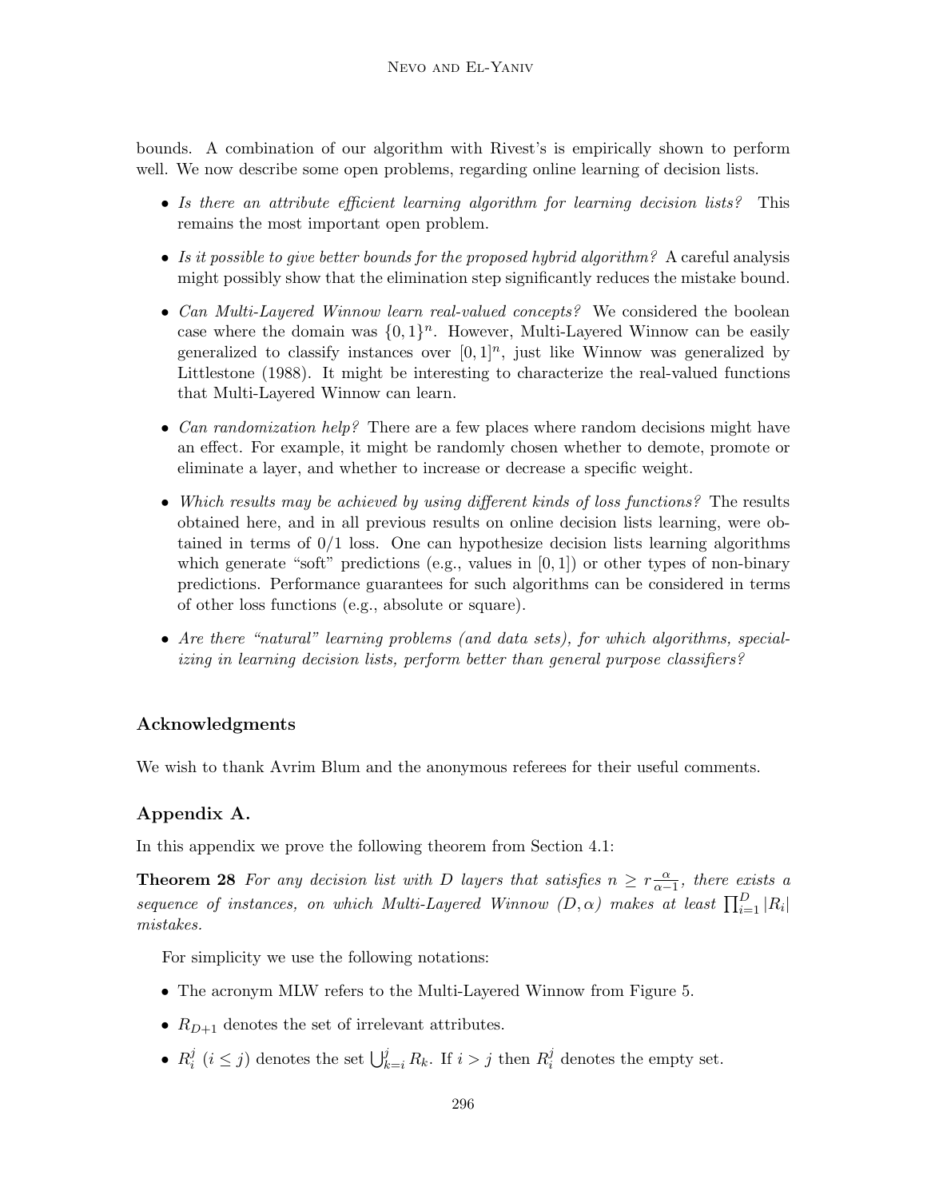bounds. A combination of our algorithm with Rivest's is empirically shown to perform well. We now describe some open problems, regarding online learning of decision lists.

- *Is there an attribute efficient learning algorithm for learning decision lists?* This remains the most important open problem.
- *Is it possible to give better bounds for the proposed hybrid algorithm?* A careful analysis might possibly show that the elimination step significantly reduces the mistake bound.
- *Can Multi-Layered Winnow learn real-valued concepts?* We considered the boolean case where the domain was $\{0,1\}^n$. However, Multi-Layered Winnow can be easily generalized to classify instances over $[0,1]^n$, just like Winnow was generalized by Littlestone (1988). It might be interesting to characterize the real-valued functions that Multi-Layered Winnow can learn.
- *Can randomization help?* There are a few places where random decisions might have an effect. For example, it might be randomly chosen whether to demote, promote or eliminate a layer, and whether to increase or decrease a specific weight.
- *Which results may be achieved by using different kinds of loss functions?* The results obtained here, and in all previous results on online decision lists learning, were obtained in terms of 0/1 loss. One can hypothesize decision lists learning algorithms which generate "soft" predictions (e.g., values in $[0,1]$) or other types of non-binary predictions. Performance guarantees for such algorithms can be considered in terms of other loss functions (e.g., absolute or square).
- *Are there "natural" learning problems (and data sets), for which algorithms, specializing in learning decision lists, perform better than general purpose classifiers?*

## Acknowledgments

We wish to thank Avrim Blum and the anonymous referees for their useful comments.

## Appendix A.

In this appendix we prove the following theorem from Section 4.1:

**Theorem 28** *For any decision list with $D$ layers that satisfies $n \geq r\frac{\alpha}{\alpha-1}$, there exists a sequence of instances, on which Multi-Layered Winnow $(D, \alpha)$ makes at least $\prod_{i=1}^{D} |R_i|$ mistakes.*

For simplicity we use the following notations:

- The acronym MLW refers to the Multi-Layered Winnow from Figure 5.
- $R_{D+1}$ denotes the set of irrelevant attributes.
- $R_i^j$ $(i \leq j)$ denotes the set $\bigcup_{k=i}^{j} R_k$. If $i > j$ then $R_i^j$ denotes the empty set.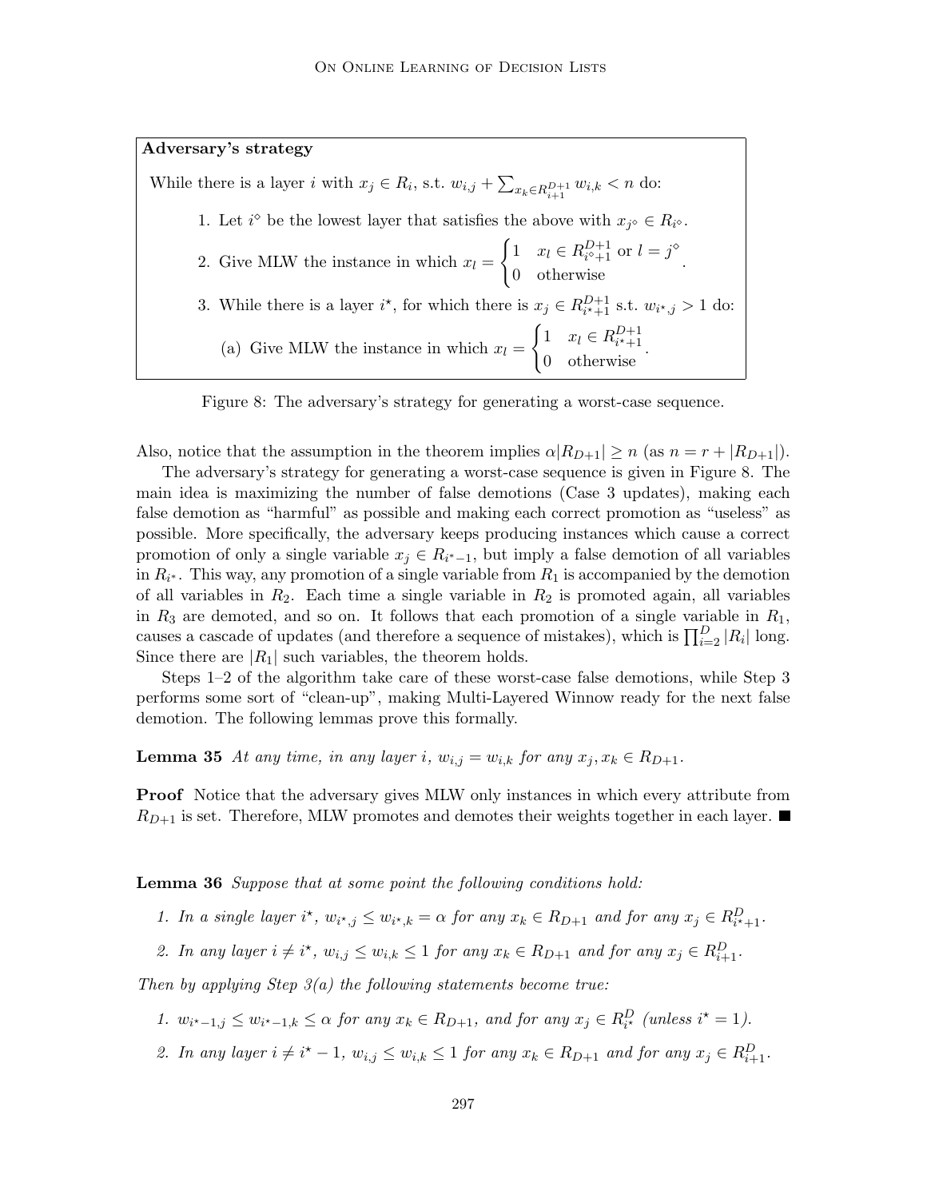**Adversary's strategy**

While there is a layer $i$ with $x_j \in R_i$, s.t. $w_{i,j} + \sum_{x_k \in R_{i+1}^{D+1}} w_{i,k} < n$ do:

1. Let $i^\diamond$ be the lowest layer that satisfies the above with $x_{j^\diamond} \in R_{i^\diamond}$.
2. Give MLW the instance in which $x_l = \begin{cases} 1 & x_l \in R_{i^\diamond+1}^{D+1} \text{ or } l = j^\diamond \\ 0 & \text{otherwise} \end{cases}$.
3. While there is a layer $i^\star$, for which there is $x_j \in R_{i^\star+1}^{D+1}$ s.t. $w_{i^\star,j} > 1$ do:
   (a) Give MLW the instance in which $x_l = \begin{cases} 1 & x_l \in R_{i^\star+1}^{D+1} \\ 0 & \text{otherwise} \end{cases}$.

Figure 8: The adversary's strategy for generating a worst-case sequence.

Also, notice that the assumption in the theorem implies $\alpha|R_{D+1}| \geq n$ (as $n = r + |R_{D+1}|$).

The adversary's strategy for generating a worst-case sequence is given in Figure 8. The main idea is maximizing the number of false demotions (Case 3 updates), making each false demotion as "harmful" as possible and making each correct promotion as "useless" as possible. More specifically, the adversary keeps producing instances which cause a correct promotion of only a single variable $x_j \in R_{i^*-1}$, but imply a false demotion of all variables in $R_{i^*}$. This way, any promotion of a single variable from $R_1$ is accompanied by the demotion of all variables in $R_2$. Each time a single variable in $R_2$ is promoted again, all variables in $R_3$ are demoted, and so on. It follows that each promotion of a single variable in $R_1$, causes a cascade of updates (and therefore a sequence of mistakes), which is $\prod_{i=2}^{D} |R_i|$ long. Since there are $|R_1|$ such variables, the theorem holds.

Steps 1–2 of the algorithm take care of these worst-case false demotions, while Step 3 performs some sort of "clean-up", making Multi-Layered Winnow ready for the next false demotion. The following lemmas prove this formally.

**Lemma 35** *At any time, in any layer $i$, $w_{i,j} = w_{i,k}$ for any $x_j, x_k \in R_{D+1}$.*

**Proof** Notice that the adversary gives MLW only instances in which every attribute from $R_{D+1}$ is set. Therefore, MLW promotes and demotes their weights together in each layer. ∎

**Lemma 36** *Suppose that at some point the following conditions hold:*

1. *In a single layer $i^\star$, $w_{i^\star,j} \leq w_{i^\star,k} = \alpha$ for any $x_k \in R_{D+1}$ and for any $x_j \in R_{i^\star+1}^{D}$.*
2. *In any layer $i \neq i^\star$, $w_{i,j} \leq w_{i,k} \leq 1$ for any $x_k \in R_{D+1}$ and for any $x_j \in R_{i+1}^{D}$.*

*Then by applying Step 3(a) the following statements become true:*

1. *$w_{i^\star-1,j} \leq w_{i^\star-1,k} \leq \alpha$ for any $x_k \in R_{D+1}$, and for any $x_j \in R_{i^\star}^{D}$ (unless $i^\star = 1$).*
2. *In any layer $i \neq i^\star - 1$, $w_{i,j} \leq w_{i,k} \leq 1$ for any $x_k \in R_{D+1}$ and for any $x_j \in R_{i+1}^{D}$.*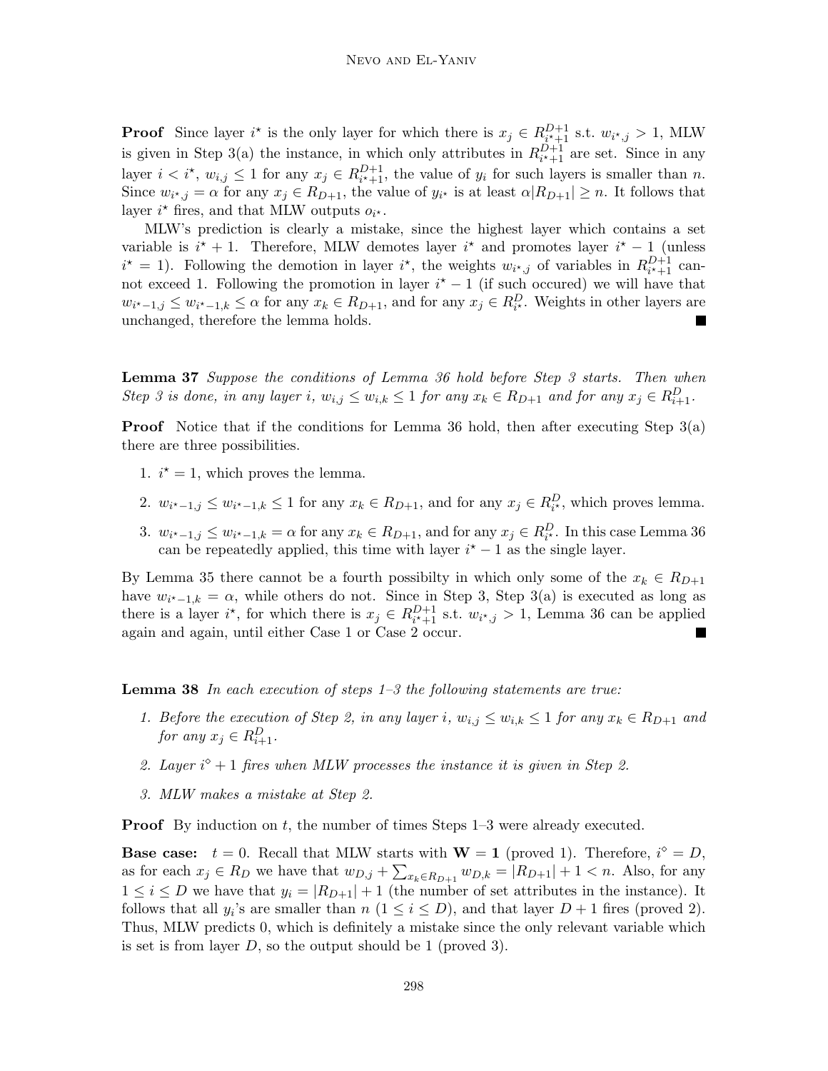**Proof** Since layer $i^\star$ is the only layer for which there is $x_j \in R^{D+1}_{i^\star+1}$ s.t. $w_{i^\star,j} > 1$, MLW is given in Step 3(a) the instance, in which only attributes in $R^{D+1}_{i^\star+1}$ are set. Since in any layer $i < i^\star$, $w_{i,j} \leq 1$ for any $x_j \in R^{D+1}_{i^\star+1}$, the value of $y_i$ for such layers is smaller than $n$. Since $w_{i^\star,j} = \alpha$ for any $x_j \in R_{D+1}$, the value of $y_{i^\star}$ is at least $\alpha|R_{D+1}| \geq n$. It follows that layer $i^\star$ fires, and that MLW outputs $o_{i^\star}$.

MLW's prediction is clearly a mistake, since the highest layer which contains a set variable is $i^\star + 1$. Therefore, MLW demotes layer $i^\star$ and promotes layer $i^\star - 1$ (unless $i^\star = 1$). Following the demotion in layer $i^\star$, the weights $w_{i^\star,j}$ of variables in $R^{D+1}_{i^\star+1}$ cannot exceed 1. Following the promotion in layer $i^\star - 1$ (if such occured) we will have that $w_{i^\star-1,j} \leq w_{i^\star-1,k} \leq \alpha$ for any $x_k \in R_{D+1}$, and for any $x_j \in R^D_{i^\star}$. Weights in other layers are unchanged, therefore the lemma holds. ■

**Lemma 37** *Suppose the conditions of Lemma 36 hold before Step 3 starts. Then when Step 3 is done, in any layer $i$, $w_{i,j} \leq w_{i,k} \leq 1$ for any $x_k \in R_{D+1}$ and for any $x_j \in R^D_{i+1}$.*

**Proof** Notice that if the conditions for Lemma 36 hold, then after executing Step 3(a) there are three possibilities.

1. $i^\star = 1$, which proves the lemma.
2. $w_{i^\star-1,j} \leq w_{i^\star-1,k} \leq 1$ for any $x_k \in R_{D+1}$, and for any $x_j \in R^D_{i^\star}$, which proves lemma.
3. $w_{i^\star-1,j} \leq w_{i^\star-1,k} = \alpha$ for any $x_k \in R_{D+1}$, and for any $x_j \in R^D_{i^\star}$. In this case Lemma 36 can be repeatedly applied, this time with layer $i^\star - 1$ as the single layer.

By Lemma 35 there cannot be a fourth possibilty in which only some of the $x_k \in R_{D+1}$ have $w_{i^\star-1,k} = \alpha$, while others do not. Since in Step 3, Step 3(a) is executed as long as there is a layer $i^\star$, for which there is $x_j \in R^{D+1}_{i^\star+1}$ s.t. $w_{i^\star,j} > 1$, Lemma 36 can be applied again and again, until either Case 1 or Case 2 occur. ■

**Lemma 38** *In each execution of steps 1–3 the following statements are true:*

1. *Before the execution of Step 2, in any layer $i$, $w_{i,j} \leq w_{i,k} \leq 1$ for any $x_k \in R_{D+1}$ and for any $x_j \in R^D_{i+1}$.*
2. *Layer $i^\diamond + 1$ fires when MLW processes the instance it is given in Step 2.*
3. *MLW makes a mistake at Step 2.*

**Proof** By induction on $t$, the number of times Steps 1–3 were already executed.

**Base case:** $t = 0$. Recall that MLW starts with $\mathbf{W} = \mathbf{1}$ (proved 1). Therefore, $i^\diamond = D$, as for each $x_j \in R_D$ we have that $w_{D,j} + \sum_{x_k \in R_{D+1}} w_{D,k} = |R_{D+1}| + 1 < n$. Also, for any $1 \leq i \leq D$ we have that $y_i = |R_{D+1}| + 1$ (the number of set attributes in the instance). It follows that all $y_i$'s are smaller than $n$ ($1 \leq i \leq D$), and that layer $D + 1$ fires (proved 2). Thus, MLW predicts 0, which is definitely a mistake since the only relevant variable which is set is from layer $D$, so the output should be 1 (proved 3).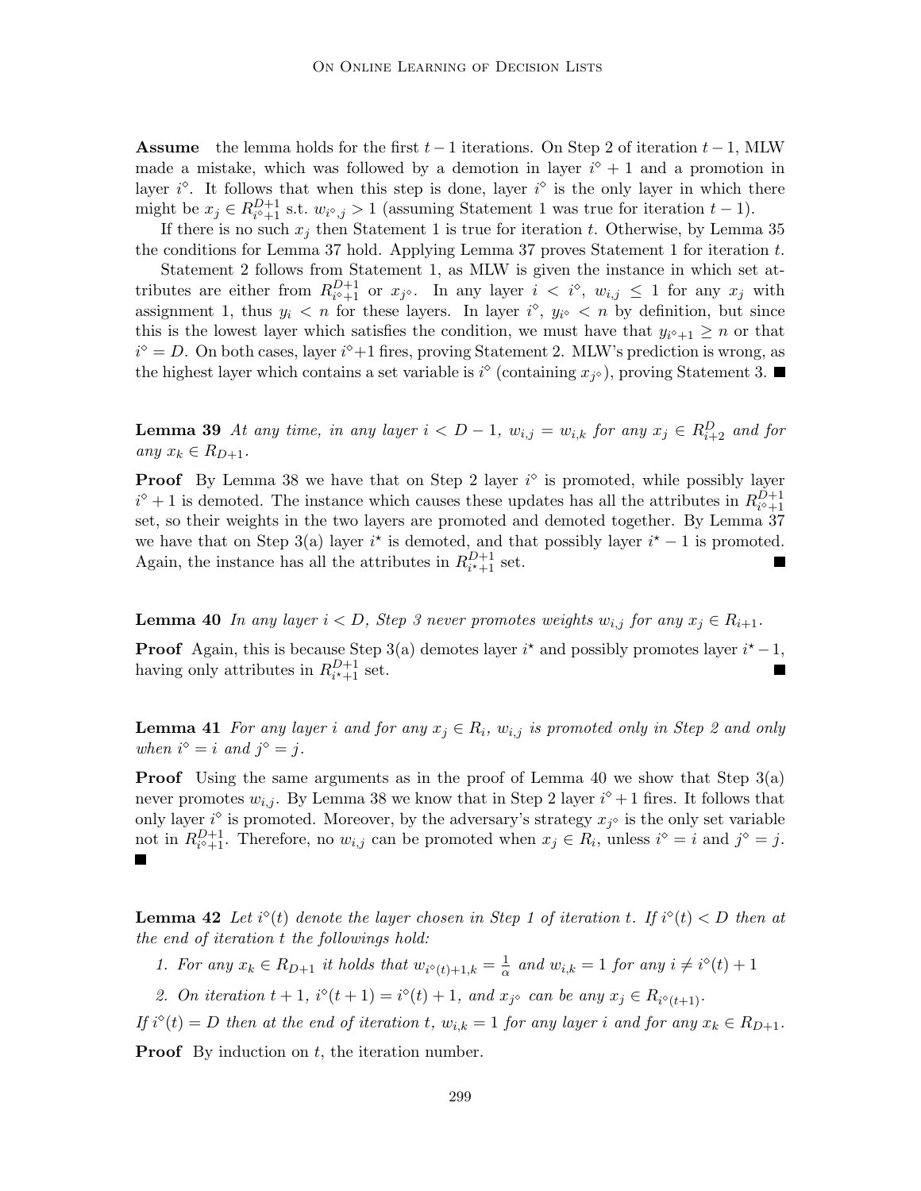**Assume** the lemma holds for the first $t-1$ iterations. On Step 2 of iteration $t-1$, MLW made a mistake, which was followed by a demotion in layer $i^\diamond + 1$ and a promotion in layer $i^\diamond$. It follows that when this step is done, layer $i^\diamond$ is the only layer in which there might be $x_j \in R_{i^\diamond+1}^{D+1}$ s.t. $w_{i^\diamond,j} > 1$ (assuming Statement 1 was true for iteration $t-1$).

If there is no such $x_j$ then Statement 1 is true for iteration $t$. Otherwise, by Lemma 35 the conditions for Lemma 37 hold. Applying Lemma 37 proves Statement 1 for iteration $t$.

Statement 2 follows from Statement 1, as MLW is given the instance in which set attributes are either from $R_{i^\diamond+1}^{D+1}$ or $x_{j^\diamond}$. In any layer $i < i^\diamond$, $w_{i,j} \leq 1$ for any $x_j$ with assignment 1, thus $y_i < n$ for these layers. In layer $i^\diamond$, $y_{i^\diamond} < n$ by definition, but since this is the lowest layer which satisfies the condition, we must have that $y_{i^\diamond+1} \geq n$ or that $i^\diamond = D$. On both cases, layer $i^\diamond+1$ fires, proving Statement 2. MLW's prediction is wrong, as the highest layer which contains a set variable is $i^\diamond$ (containing $x_{j^\diamond}$), proving Statement 3. ∎

**Lemma 39** *At any time, in any layer $i < D-1$, $w_{i,j} = w_{i,k}$ for any $x_j \in R_{i+2}^D$ and for any $x_k \in R_{D+1}$.*

**Proof** By Lemma 38 we have that on Step 2 layer $i^\diamond$ is promoted, while possibly layer $i^\diamond + 1$ is demoted. The instance which causes these updates has all the attributes in $R_{i^\diamond+1}^{D+1}$ set, so their weights in the two layers are promoted and demoted together. By Lemma 37 we have that on Step 3(a) layer $i^\star$ is demoted, and that possibly layer $i^\star - 1$ is promoted. Again, the instance has all the attributes in $R_{i^\star+1}^{D+1}$ set. ∎

**Lemma 40** *In any layer $i < D$, Step 3 never promotes weights $w_{i,j}$ for any $x_j \in R_{i+1}$.*

**Proof** Again, this is because Step 3(a) demotes layer $i^\star$ and possibly promotes layer $i^\star - 1$, having only attributes in $R_{i^\star+1}^{D+1}$ set. ∎

**Lemma 41** *For any layer $i$ and for any $x_j \in R_i$, $w_{i,j}$ is promoted only in Step 2 and only when $i^\diamond = i$ and $j^\diamond = j$.*

**Proof** Using the same arguments as in the proof of Lemma 40 we show that Step 3(a) never promotes $w_{i,j}$. By Lemma 38 we know that in Step 2 layer $i^\diamond + 1$ fires. It follows that only layer $i^\diamond$ is promoted. Moreover, by the adversary's strategy $x_{j^\diamond}$ is the only set variable not in $R_{i^\diamond+1}^{D+1}$. Therefore, no $w_{i,j}$ can be promoted when $x_j \in R_i$, unless $i^\diamond = i$ and $j^\diamond = j$. ∎

**Lemma 42** *Let $i^\diamond(t)$ denote the layer chosen in Step 1 of iteration $t$. If $i^\diamond(t) < D$ then at the end of iteration $t$ the followings hold:*

1. *For any $x_k \in R_{D+1}$ it holds that $w_{i^\diamond(t)+1,k} = \frac{1}{\alpha}$ and $w_{i,k} = 1$ for any $i \neq i^\diamond(t) + 1$*
2. *On iteration $t+1$, $i^\diamond(t+1) = i^\diamond(t) + 1$, and $x_{j^\diamond}$ can be any $x_j \in R_{i^\diamond(t+1)}$.*

*If $i^\diamond(t) = D$ then at the end of iteration $t$, $w_{i,k} = 1$ for any layer $i$ and for any $x_k \in R_{D+1}$.*

**Proof** By induction on $t$, the iteration number.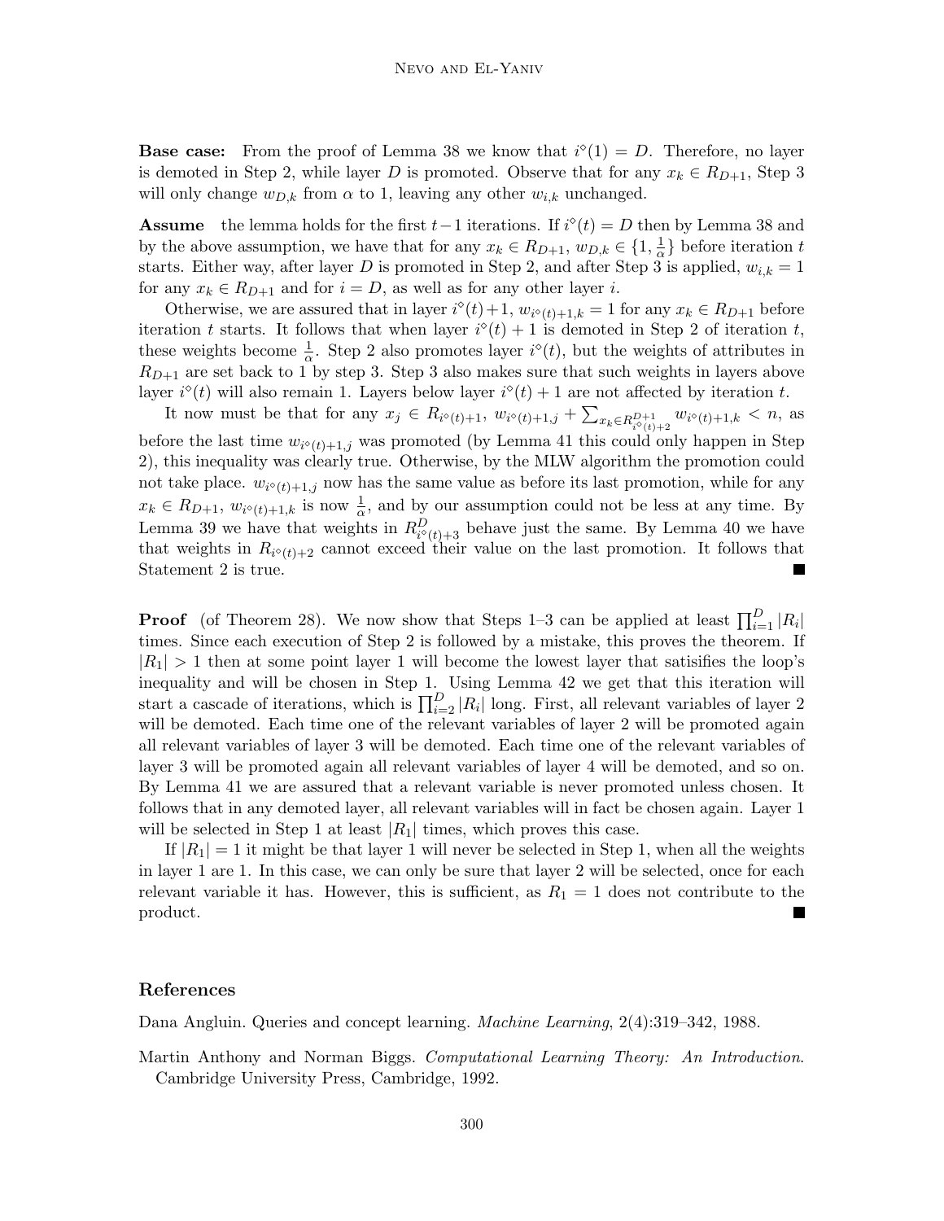**Base case:** From the proof of Lemma 38 we know that $i^\diamond(1) = D$. Therefore, no layer is demoted in Step 2, while layer $D$ is promoted. Observe that for any $x_k \in R_{D+1}$, Step 3 will only change $w_{D,k}$ from $\alpha$ to 1, leaving any other $w_{i,k}$ unchanged.

**Assume** the lemma holds for the first $t-1$ iterations. If $i^\diamond(t) = D$ then by Lemma 38 and by the above assumption, we have that for any $x_k \in R_{D+1}$, $w_{D,k} \in \{1, \frac{1}{\alpha}\}$ before iteration $t$ starts. Either way, after layer $D$ is promoted in Step 2, and after Step 3 is applied, $w_{i,k} = 1$ for any $x_k \in R_{D+1}$ and for $i = D$, as well as for any other layer $i$.

Otherwise, we are assured that in layer $i^\diamond(t)+1$, $w_{i^\diamond(t)+1,k} = 1$ for any $x_k \in R_{D+1}$ before iteration $t$ starts. It follows that when layer $i^\diamond(t)+1$ is demoted in Step 2 of iteration $t$, these weights become $\frac{1}{\alpha}$. Step 2 also promotes layer $i^\diamond(t)$, but the weights of attributes in $R_{D+1}$ are set back to 1 by step 3. Step 3 also makes sure that such weights in layers above layer $i^\diamond(t)$ will also remain 1. Layers below layer $i^\diamond(t)+1$ are not affected by iteration $t$.

It now must be that for any $x_j \in R_{i^\diamond(t)+1}$, $w_{i^\diamond(t)+1,j} + \sum_{x_k \in R^{D+1}_{i^\diamond(t)+2}} w_{i^\diamond(t)+1,k} < n$, as before the last time $w_{i^\diamond(t)+1,j}$ was promoted (by Lemma 41 this could only happen in Step 2), this inequality was clearly true. Otherwise, by the MLW algorithm the promotion could not take place. $w_{i^\diamond(t)+1,j}$ now has the same value as before its last promotion, while for any $x_k \in R_{D+1}$, $w_{i^\diamond(t)+1,k}$ is now $\frac{1}{\alpha}$, and by our assumption could not be less at any time. By Lemma 39 we have that weights in $R^D_{i^\diamond(t)+3}$ behave just the same. By Lemma 40 we have that weights in $R_{i^\diamond(t)+2}$ cannot exceed their value on the last promotion. It follows that Statement 2 is true. ∎

**Proof** (of Theorem 28). We now show that Steps 1–3 can be applied at least $\prod_{i=1}^{D} |R_i|$ times. Since each execution of Step 2 is followed by a mistake, this proves the theorem. If $|R_1| > 1$ then at some point layer 1 will become the lowest layer that satisifies the loop's inequality and will be chosen in Step 1. Using Lemma 42 we get that this iteration will start a cascade of iterations, which is $\prod_{i=2}^{D} |R_i|$ long. First, all relevant variables of layer 2 will be demoted. Each time one of the relevant variables of layer 2 will be promoted again all relevant variables of layer 3 will be demoted. Each time one of the relevant variables of layer 3 will be promoted again all relevant variables of layer 4 will be demoted, and so on. By Lemma 41 we are assured that a relevant variable is never promoted unless chosen. It follows that in any demoted layer, all relevant variables will in fact be chosen again. Layer 1 will be selected in Step 1 at least $|R_1|$ times, which proves this case.

If $|R_1| = 1$ it might be that layer 1 will never be selected in Step 1, when all the weights in layer 1 are 1. In this case, we can only be sure that layer 2 will be selected, once for each relevant variable it has. However, this is sufficient, as $R_1 = 1$ does not contribute to the product. ∎

## References

Dana Angluin. Queries and concept learning. *Machine Learning*, 2(4):319–342, 1988.

Martin Anthony and Norman Biggs. *Computational Learning Theory: An Introduction*. Cambridge University Press, Cambridge, 1992.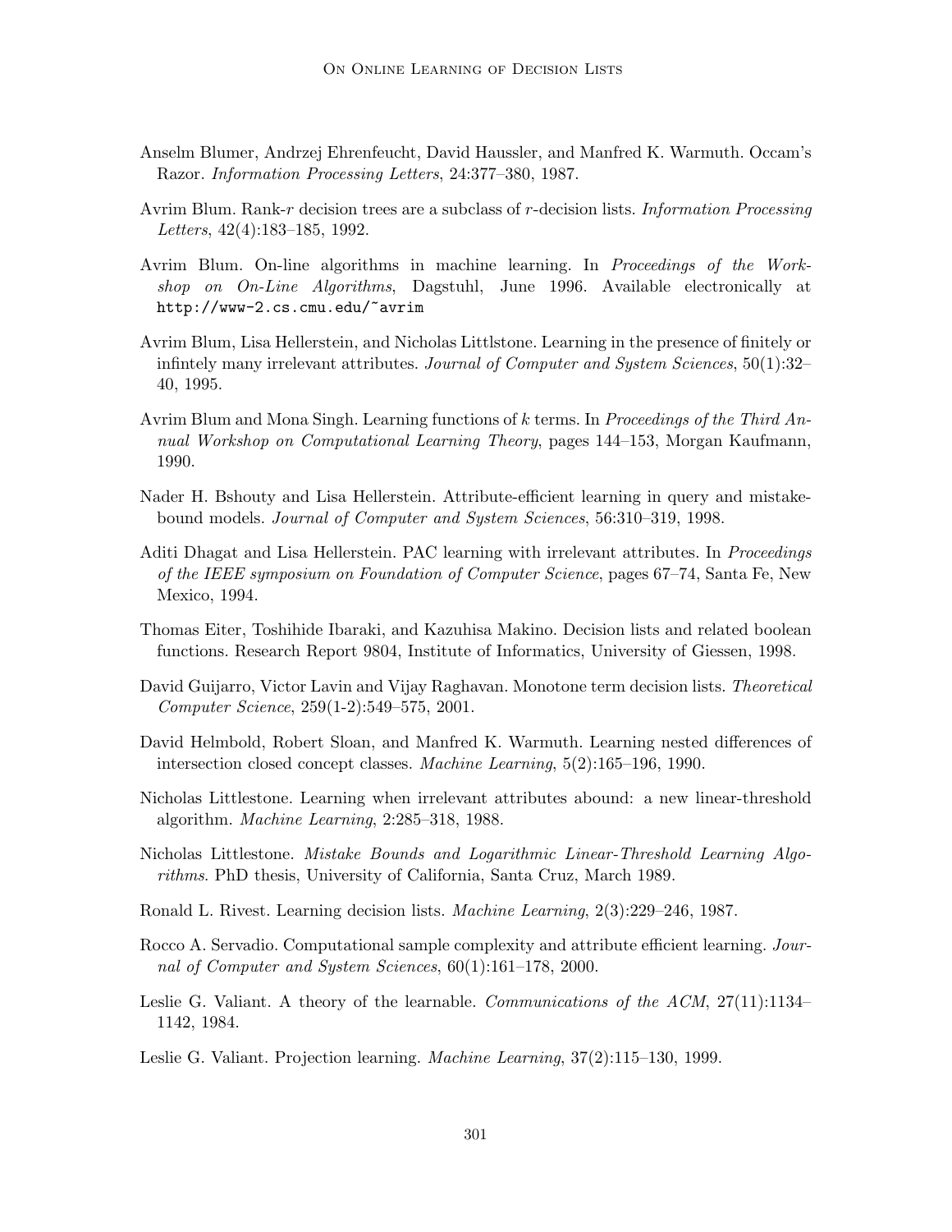Anselm Blumer, Andrzej Ehrenfeucht, David Haussler, and Manfred K. Warmuth. Occam's Razor. *Information Processing Letters*, 24:377–380, 1987.

Avrim Blum. Rank-$r$ decision trees are a subclass of $r$-decision lists. *Information Processing Letters*, 42(4):183–185, 1992.

Avrim Blum. On-line algorithms in machine learning. In *Proceedings of the Workshop on On-Line Algorithms*, Dagstuhl, June 1996. Available electronically at `http://www-2.cs.cmu.edu/~avrim`

Avrim Blum, Lisa Hellerstein, and Nicholas Littlstone. Learning in the presence of finitely or infintely many irrelevant attributes. *Journal of Computer and System Sciences*, 50(1):32–40, 1995.

Avrim Blum and Mona Singh. Learning functions of $k$ terms. In *Proceedings of the Third Annual Workshop on Computational Learning Theory*, pages 144–153, Morgan Kaufmann, 1990.

Nader H. Bshouty and Lisa Hellerstein. Attribute-efficient learning in query and mistake-bound models. *Journal of Computer and System Sciences*, 56:310–319, 1998.

Aditi Dhagat and Lisa Hellerstein. PAC learning with irrelevant attributes. In *Proceedings of the IEEE symposium on Foundation of Computer Science*, pages 67–74, Santa Fe, New Mexico, 1994.

Thomas Eiter, Toshihide Ibaraki, and Kazuhisa Makino. Decision lists and related boolean functions. Research Report 9804, Institute of Informatics, University of Giessen, 1998.

David Guijarro, Victor Lavin and Vijay Raghavan. Monotone term decision lists. *Theoretical Computer Science*, 259(1-2):549–575, 2001.

David Helmbold, Robert Sloan, and Manfred K. Warmuth. Learning nested differences of intersection closed concept classes. *Machine Learning*, 5(2):165–196, 1990.

Nicholas Littlestone. Learning when irrelevant attributes abound: a new linear-threshold algorithm. *Machine Learning*, 2:285–318, 1988.

Nicholas Littlestone. *Mistake Bounds and Logarithmic Linear-Threshold Learning Algorithms.* PhD thesis, University of California, Santa Cruz, March 1989.

Ronald L. Rivest. Learning decision lists. *Machine Learning*, 2(3):229–246, 1987.

Rocco A. Servadio. Computational sample complexity and attribute efficient learning. *Journal of Computer and System Sciences*, 60(1):161–178, 2000.

Leslie G. Valiant. A theory of the learnable. *Communications of the ACM*, 27(11):1134–1142, 1984.

Leslie G. Valiant. Projection learning. *Machine Learning*, 37(2):115–130, 1999.